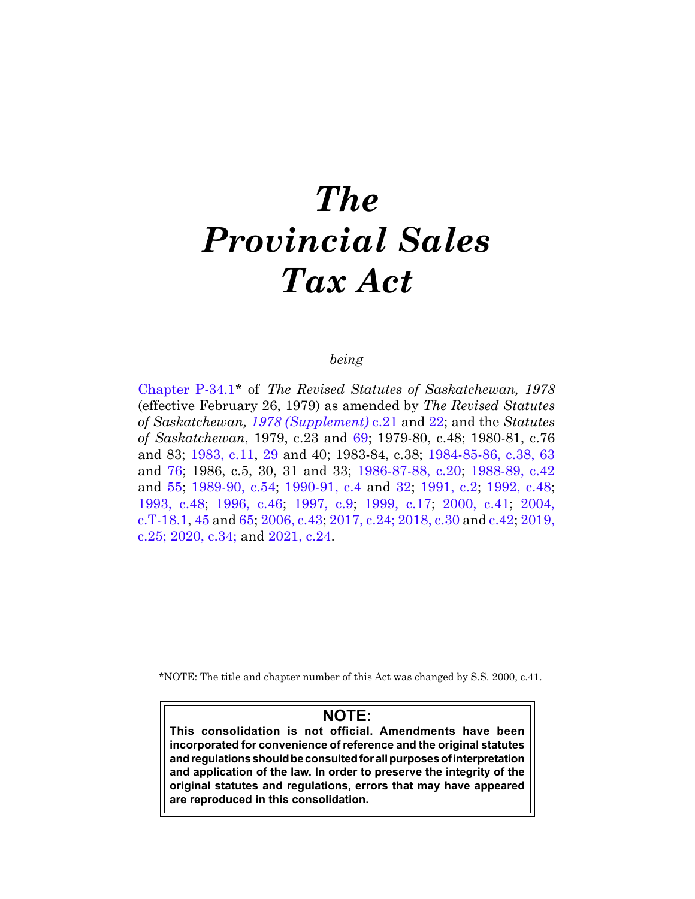# *The Provincial Sales Tax Act*

*being*

Chapter P-34.1* of *The Revised Statutes of Saskatchewan, 1978* (effective February 26, 1979) as amended by *The Revised Statutes of Saskatchewan, 1978 (Supplement)* c.21 and 22; and the *Statutes of Saskatchewan*, 1979, c.23 and 69; 1979-80, c.48; 1980-81, c.76 and 83; 1983, c.11, 29 and 40; 1983-84, c.38; 1984-85-86, c.38, 63 and 76; 1986, c.5, 30, 31 and 33; 1986-87-88, c.20; 1988-89, c.42 and 55; 1989-90, c.54; 1990-91, c.4 and 32; 1991, c.2; 1992, c.48; 1993, c.48; 1996, c.46; 1997, c.9; 1999, c.17; 2000, c.41; 2004, c.T-18.1, 45 and 65; 2006, c.43; 2017, c.24; 2018, c.30 and c.42; 2019, c.25; 2020, c.34; and 2021, c.24.

*NOTE: The title and chapter number of this Act was changed by S.S. 2000, c.41.

**NOTE:**
**This consolidation is not official. Amendments have been incorporated for convenience of reference and the original statutes and regulations should be consulted for all purposes of interpretation and application of the law. In order to preserve the integrity of the original statutes and regulations, errors that may have appeared are reproduced in this consolidation.**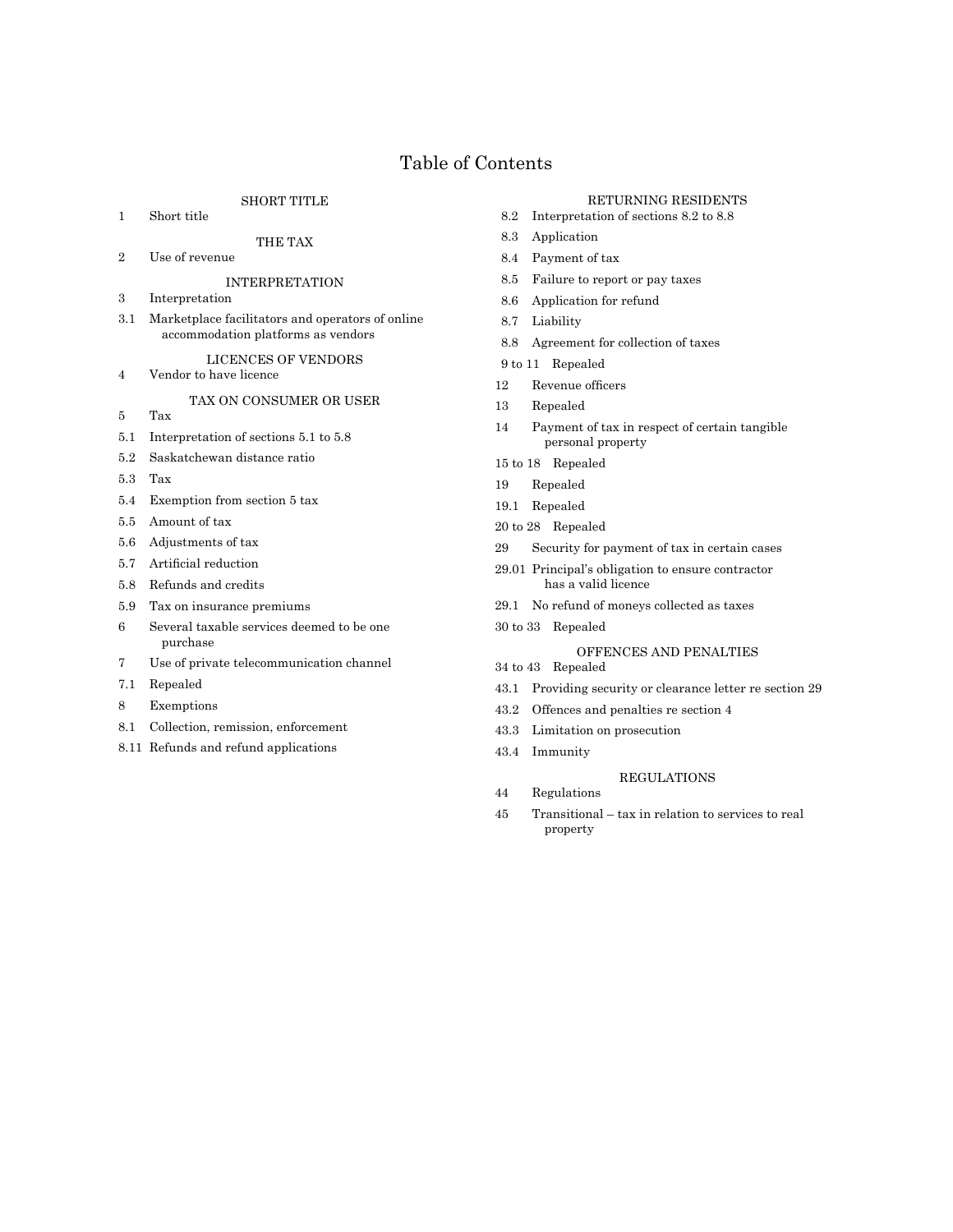# Table of Contents

### SHORT TITLE

1 Short title

### THE TAX

2 Use of revenue

### INTERPRETATION

3 Interpretation

3.1 Marketplace facilitators and operators of online accommodation platforms as vendors

### LICENCES OF VENDORS

4 Vendor to have licence

### TAX ON CONSUMER OR USER

5 Tax

5.1 Interpretation of sections 5.1 to 5.8

5.2 Saskatchewan distance ratio

5.3 Tax

5.4 Exemption from section 5 tax

5.5 Amount of tax

5.6 Adjustments of tax

5.7 Artificial reduction

5.8 Refunds and credits

5.9 Tax on insurance premiums

6 Several taxable services deemed to be one purchase

7 Use of private telecommunication channel

7.1 Repealed

8 Exemptions

8.1 Collection, remission, enforcement

8.11 Refunds and refund applications

### RETURNING RESIDENTS

8.2 Interpretation of sections 8.2 to 8.8

8.3 Application

8.4 Payment of tax

8.5 Failure to report or pay taxes

8.6 Application for refund

8.7 Liability

8.8 Agreement for collection of taxes

9 to 11 Repealed

12 Revenue officers

13 Repealed

14 Payment of tax in respect of certain tangible personal property

15 to 18 Repealed

19 Repealed

19.1 Repealed

20 to 28 Repealed

29 Security for payment of tax in certain cases

29.01 Principal's obligation to ensure contractor has a valid licence

29.1 No refund of moneys collected as taxes

30 to 33 Repealed

### OFFENCES AND PENALTIES

34 to 43 Repealed

43.1 Providing security or clearance letter re section 29

43.2 Offences and penalties re section 4

43.3 Limitation on prosecution

43.4 Immunity

### REGULATIONS

44 Regulations

45 Transitional – tax in relation to services to real property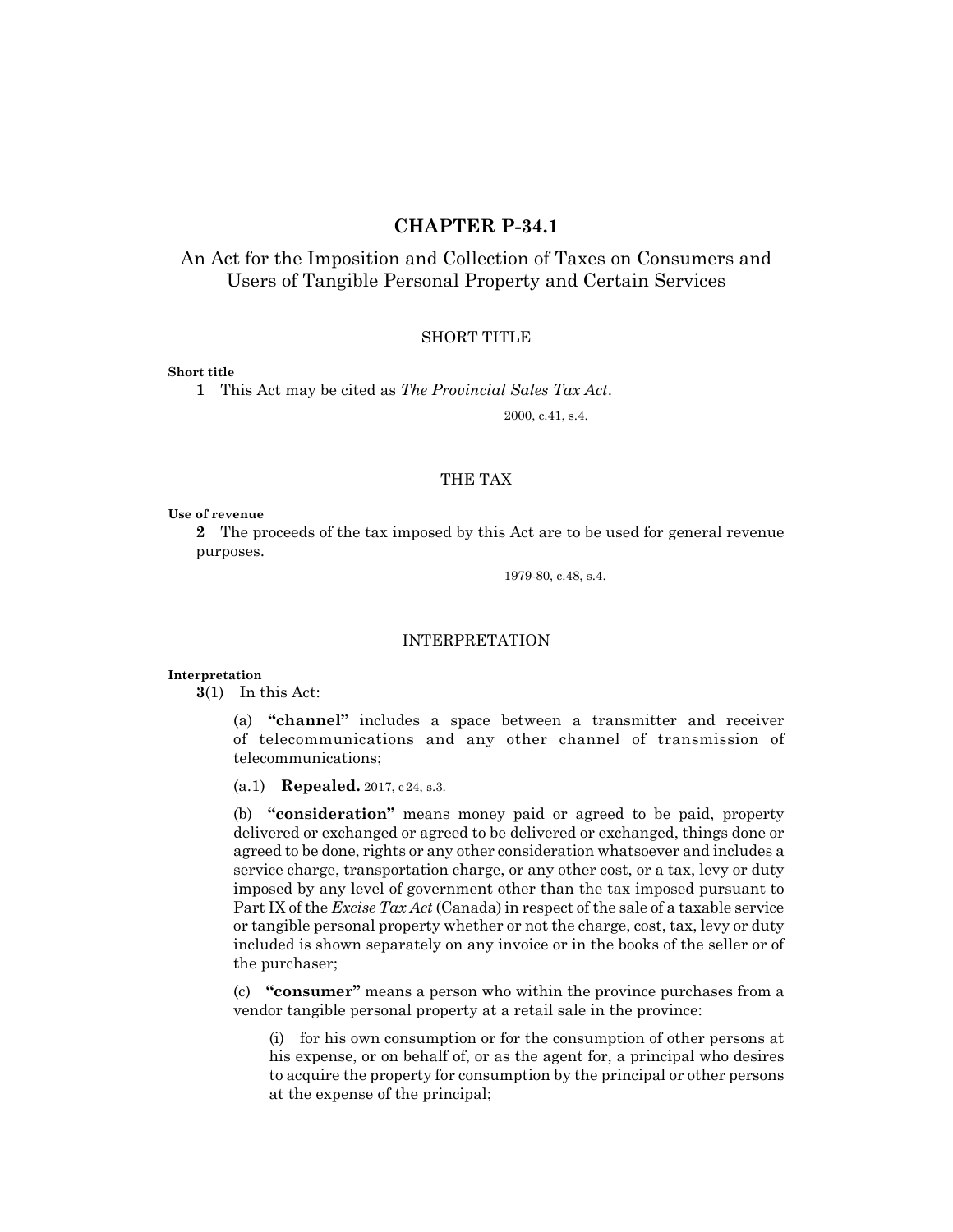# CHAPTER P-34.1

## An Act for the Imposition and Collection of Taxes on Consumers and Users of Tangible Personal Property and Certain Services

### SHORT TITLE

**Short title**

**1** This Act may be cited as *The Provincial Sales Tax Act*.

2000, c.41, s.4.

### THE TAX

**Use of revenue**

**2** The proceeds of the tax imposed by this Act are to be used for general revenue purposes.

1979-80, c.48, s.4.

### INTERPRETATION

**Interpretation**

**3**(1) In this Act:

(a) **"channel"** includes a space between a transmitter and receiver of telecommunications and any other channel of transmission of telecommunications;

(a.1) **Repealed.** 2017, c24, s.3.

(b) **"consideration"** means money paid or agreed to be paid, property delivered or exchanged or agreed to be delivered or exchanged, things done or agreed to be done, rights or any other consideration whatsoever and includes a service charge, transportation charge, or any other cost, or a tax, levy or duty imposed by any level of government other than the tax imposed pursuant to Part IX of the *Excise Tax Act* (Canada) in respect of the sale of a taxable service or tangible personal property whether or not the charge, cost, tax, levy or duty included is shown separately on any invoice or in the books of the seller or of the purchaser;

(c) **"consumer"** means a person who within the province purchases from a vendor tangible personal property at a retail sale in the province:

(i) for his own consumption or for the consumption of other persons at his expense, or on behalf of, or as the agent for, a principal who desires to acquire the property for consumption by the principal or other persons at the expense of the principal;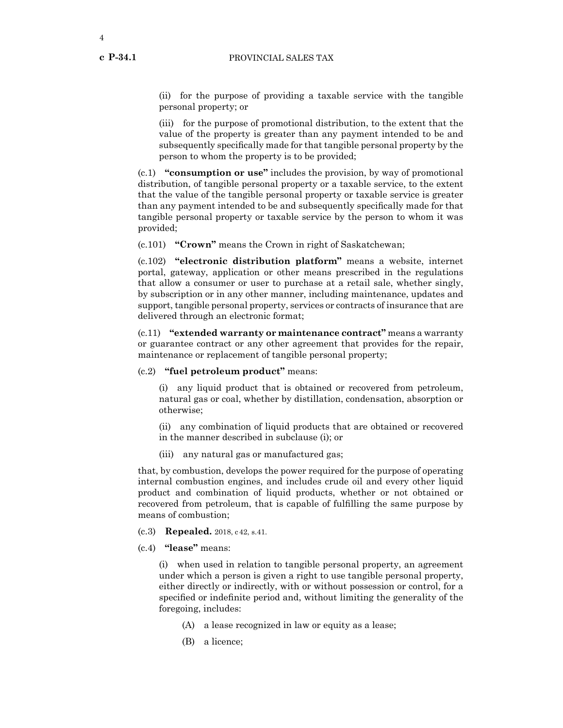(ii) for the purpose of providing a taxable service with the tangible personal property; or

(iii) for the purpose of promotional distribution, to the extent that the value of the property is greater than any payment intended to be and subsequently specifically made for that tangible personal property by the person to whom the property is to be provided;

(c.1) **"consumption or use"** includes the provision, by way of promotional distribution, of tangible personal property or a taxable service, to the extent that the value of the tangible personal property or taxable service is greater than any payment intended to be and subsequently specifically made for that tangible personal property or taxable service by the person to whom it was provided;

(c.101) **"Crown"** means the Crown in right of Saskatchewan;

(c.102) **"electronic distribution platform"** means a website, internet portal, gateway, application or other means prescribed in the regulations that allow a consumer or user to purchase at a retail sale, whether singly, by subscription or in any other manner, including maintenance, updates and support, tangible personal property, services or contracts of insurance that are delivered through an electronic format;

(c.11) **"extended warranty or maintenance contract"** means a warranty or guarantee contract or any other agreement that provides for the repair, maintenance or replacement of tangible personal property;

(c.2) **"fuel petroleum product"** means:

(i) any liquid product that is obtained or recovered from petroleum, natural gas or coal, whether by distillation, condensation, absorption or otherwise;

(ii) any combination of liquid products that are obtained or recovered in the manner described in subclause (i); or

(iii) any natural gas or manufactured gas;

that, by combustion, develops the power required for the purpose of operating internal combustion engines, and includes crude oil and every other liquid product and combination of liquid products, whether or not obtained or recovered from petroleum, that is capable of fulfilling the same purpose by means of combustion;

(c.3) **Repealed.** 2018, c 42, s.41.

(c.4) **"lease"** means:

(i) when used in relation to tangible personal property, an agreement under which a person is given a right to use tangible personal property, either directly or indirectly, with or without possession or control, for a specified or indefinite period and, without limiting the generality of the foregoing, includes:

(A) a lease recognized in law or equity as a lease;

(B) a licence;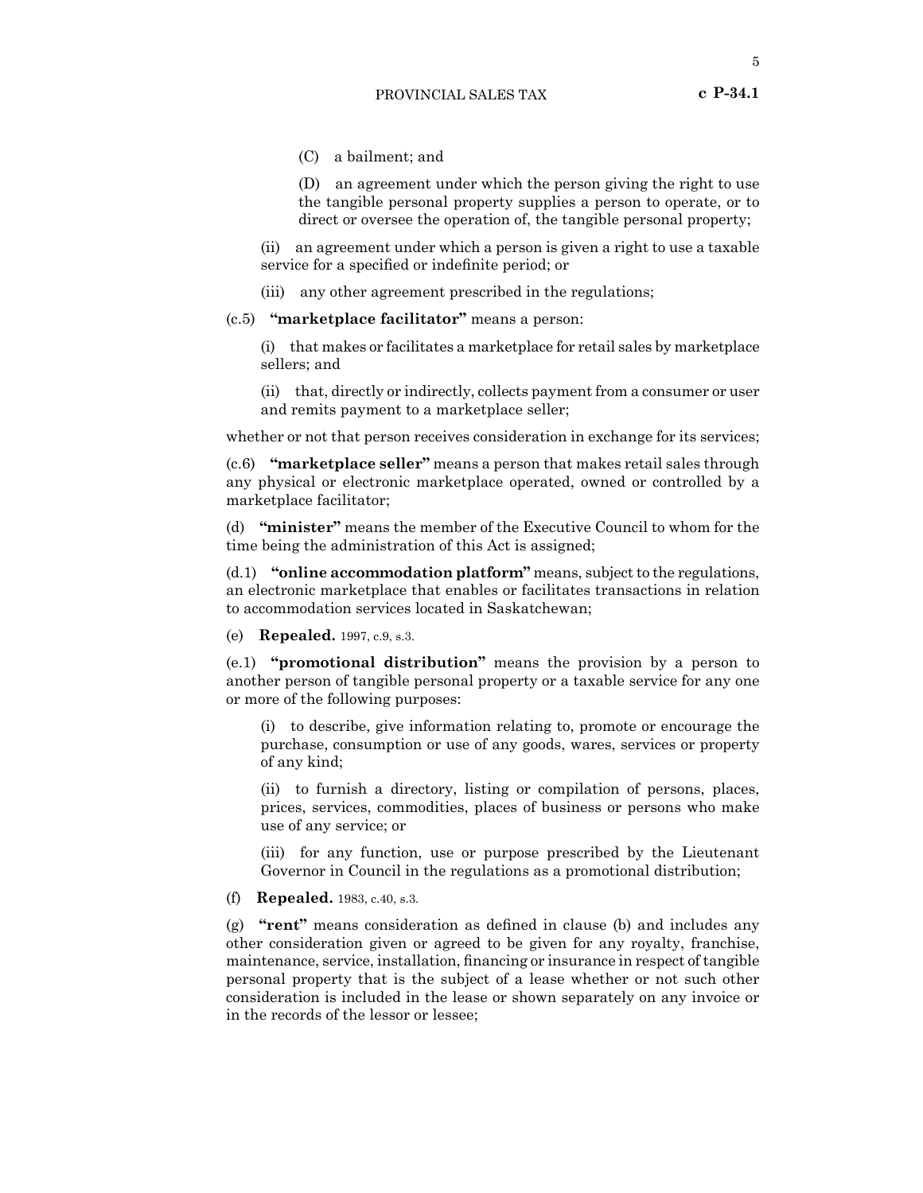(C) a bailment; and

(D) an agreement under which the person giving the right to use the tangible personal property supplies a person to operate, or to direct or oversee the operation of, the tangible personal property;

(ii) an agreement under which a person is given a right to use a taxable service for a specified or indefinite period; or

(iii) any other agreement prescribed in the regulations;

(c.5) **"marketplace facilitator"** means a person:

(i) that makes or facilitates a marketplace for retail sales by marketplace sellers; and

(ii) that, directly or indirectly, collects payment from a consumer or user and remits payment to a marketplace seller;

whether or not that person receives consideration in exchange for its services;

(c.6) **"marketplace seller"** means a person that makes retail sales through any physical or electronic marketplace operated, owned or controlled by a marketplace facilitator;

(d) **"minister"** means the member of the Executive Council to whom for the time being the administration of this Act is assigned;

(d.1) **"online accommodation platform"** means, subject to the regulations, an electronic marketplace that enables or facilitates transactions in relation to accommodation services located in Saskatchewan;

(e) **Repealed.** 1997, c.9, s.3.

(e.1) **"promotional distribution"** means the provision by a person to another person of tangible personal property or a taxable service for any one or more of the following purposes:

(i) to describe, give information relating to, promote or encourage the purchase, consumption or use of any goods, wares, services or property of any kind;

(ii) to furnish a directory, listing or compilation of persons, places, prices, services, commodities, places of business or persons who make use of any service; or

(iii) for any function, use or purpose prescribed by the Lieutenant Governor in Council in the regulations as a promotional distribution;

(f) **Repealed.** 1983, c.40, s.3.

(g) **"rent"** means consideration as defined in clause (b) and includes any other consideration given or agreed to be given for any royalty, franchise, maintenance, service, installation, financing or insurance in respect of tangible personal property that is the subject of a lease whether or not such other consideration is included in the lease or shown separately on any invoice or in the records of the lessor or lessee;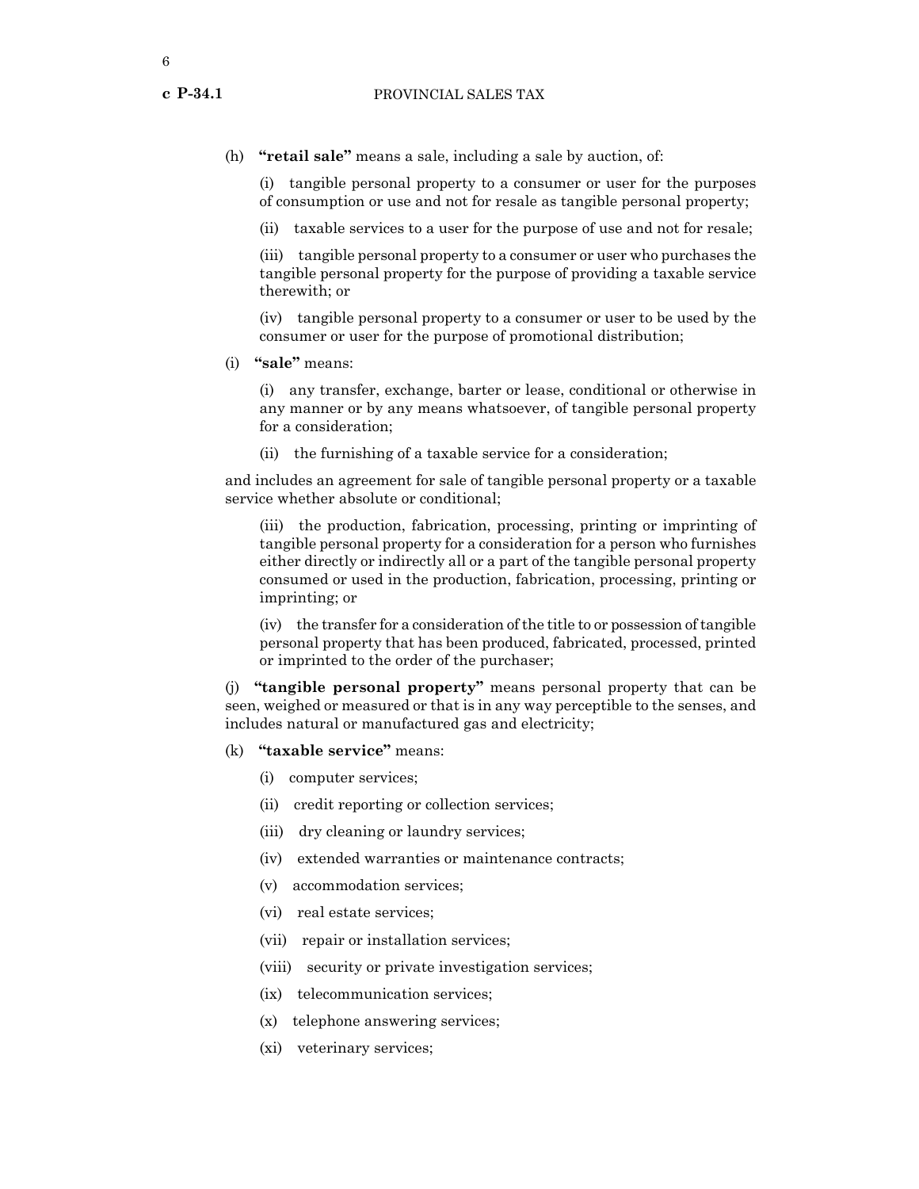(h) **"retail sale"** means a sale, including a sale by auction, of:

(i) tangible personal property to a consumer or user for the purposes of consumption or use and not for resale as tangible personal property;

(ii) taxable services to a user for the purpose of use and not for resale;

(iii) tangible personal property to a consumer or user who purchases the tangible personal property for the purpose of providing a taxable service therewith; or

(iv) tangible personal property to a consumer or user to be used by the consumer or user for the purpose of promotional distribution;

(i) **"sale"** means:

(i) any transfer, exchange, barter or lease, conditional or otherwise in any manner or by any means whatsoever, of tangible personal property for a consideration;

(ii) the furnishing of a taxable service for a consideration;

and includes an agreement for sale of tangible personal property or a taxable service whether absolute or conditional;

(iii) the production, fabrication, processing, printing or imprinting of tangible personal property for a consideration for a person who furnishes either directly or indirectly all or a part of the tangible personal property consumed or used in the production, fabrication, processing, printing or imprinting; or

(iv) the transfer for a consideration of the title to or possession of tangible personal property that has been produced, fabricated, processed, printed or imprinted to the order of the purchaser;

(j) **"tangible personal property"** means personal property that can be seen, weighed or measured or that is in any way perceptible to the senses, and includes natural or manufactured gas and electricity;

(k) **"taxable service"** means:

(i) computer services;

(ii) credit reporting or collection services;

(iii) dry cleaning or laundry services;

(iv) extended warranties or maintenance contracts;

(v) accommodation services;

(vi) real estate services;

(vii) repair or installation services;

(viii) security or private investigation services;

(ix) telecommunication services;

(x) telephone answering services;

(xi) veterinary services;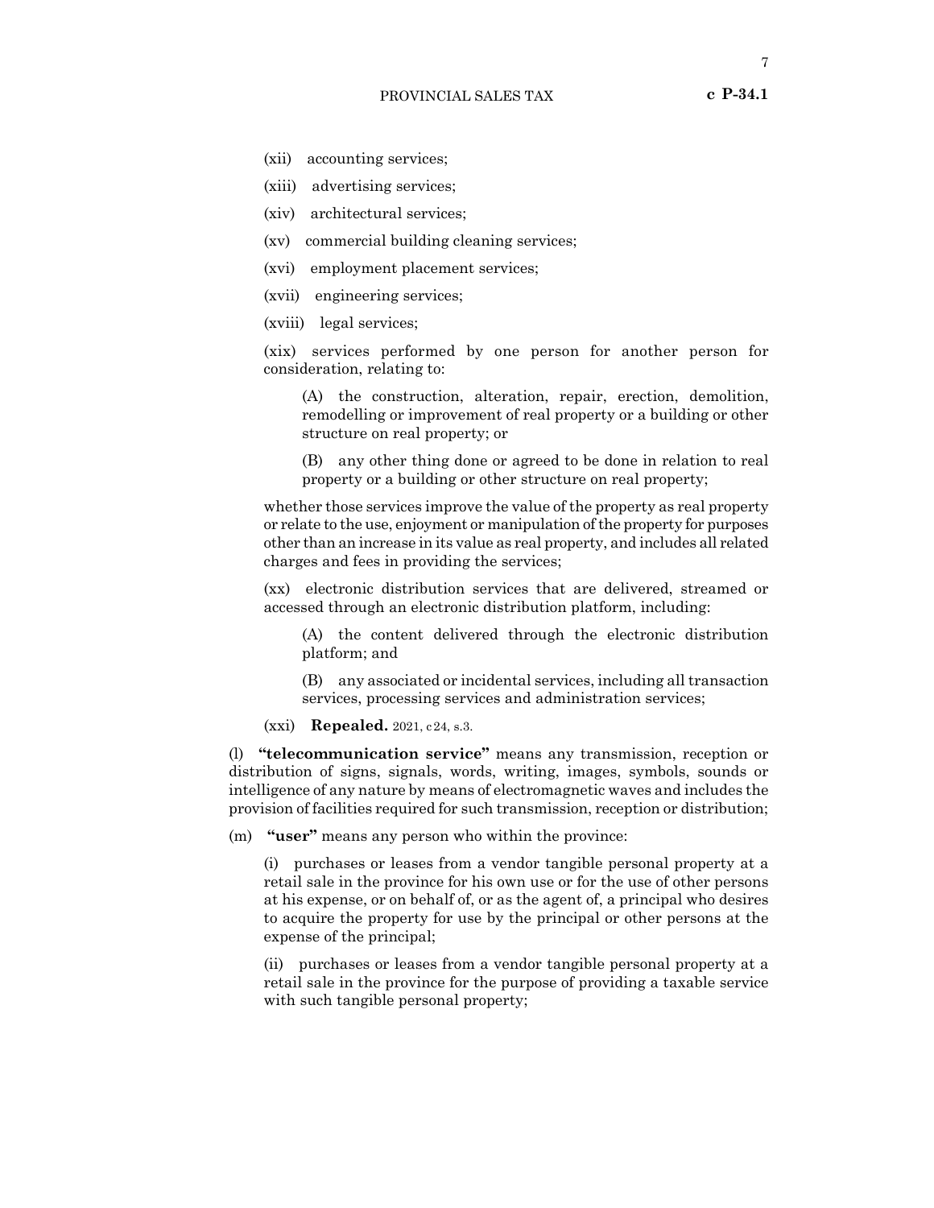(xii) accounting services;

(xiii) advertising services;

(xiv) architectural services;

(xv) commercial building cleaning services;

(xvi) employment placement services;

(xvii) engineering services;

(xviii) legal services;

(xix) services performed by one person for another person for consideration, relating to:

(A) the construction, alteration, repair, erection, demolition, remodelling or improvement of real property or a building or other structure on real property; or

(B) any other thing done or agreed to be done in relation to real property or a building or other structure on real property;

whether those services improve the value of the property as real property or relate to the use, enjoyment or manipulation of the property for purposes other than an increase in its value as real property, and includes all related charges and fees in providing the services;

(xx) electronic distribution services that are delivered, streamed or accessed through an electronic distribution platform, including:

(A) the content delivered through the electronic distribution platform; and

(B) any associated or incidental services, including all transaction services, processing services and administration services;

(xxi) **Repealed.** 2021, c24, s.3.

(l) **"telecommunication service"** means any transmission, reception or distribution of signs, signals, words, writing, images, symbols, sounds or intelligence of any nature by means of electromagnetic waves and includes the provision of facilities required for such transmission, reception or distribution;

(m) **"user"** means any person who within the province:

(i) purchases or leases from a vendor tangible personal property at a retail sale in the province for his own use or for the use of other persons at his expense, or on behalf of, or as the agent of, a principal who desires to acquire the property for use by the principal or other persons at the expense of the principal;

(ii) purchases or leases from a vendor tangible personal property at a retail sale in the province for the purpose of providing a taxable service with such tangible personal property;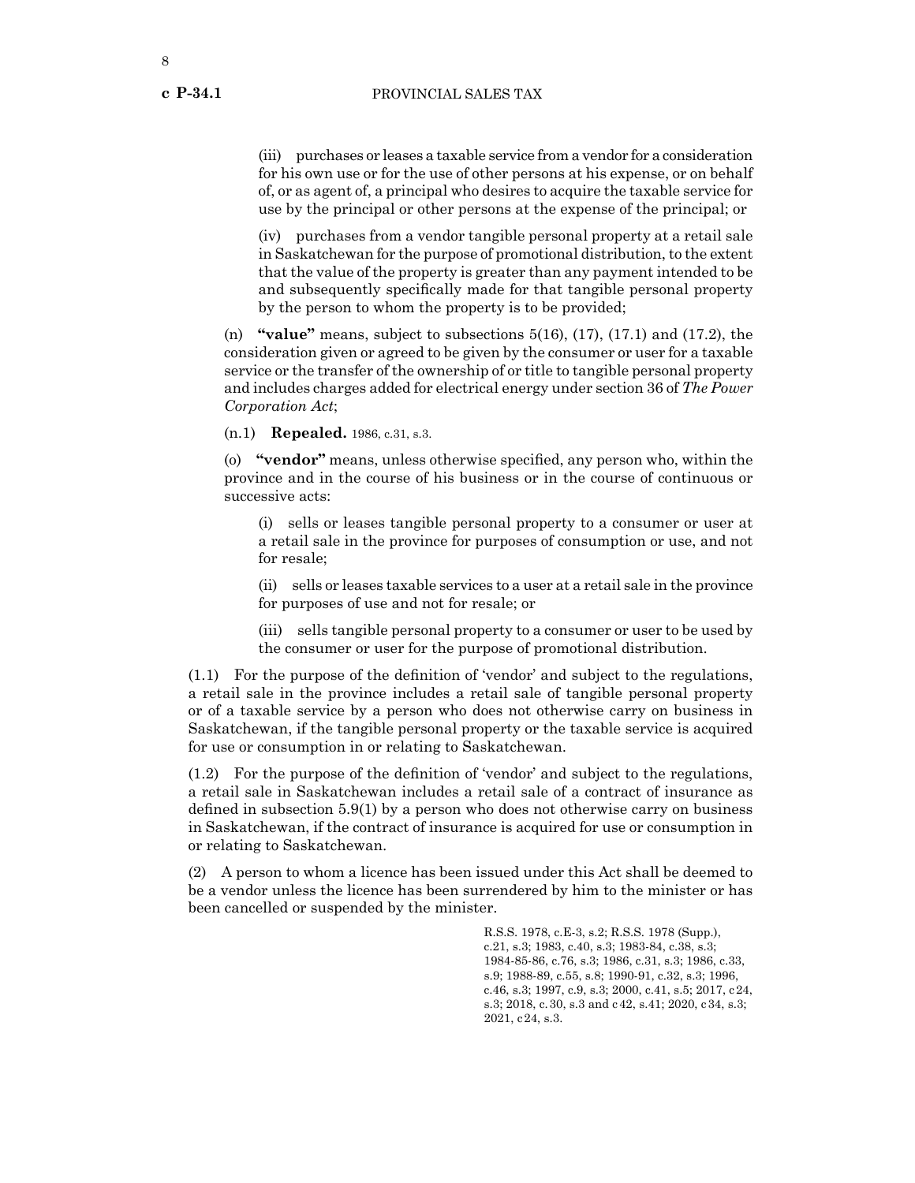(iii) purchases or leases a taxable service from a vendor for a consideration for his own use or for the use of other persons at his expense, or on behalf of, or as agent of, a principal who desires to acquire the taxable service for use by the principal or other persons at the expense of the principal; or

(iv) purchases from a vendor tangible personal property at a retail sale in Saskatchewan for the purpose of promotional distribution, to the extent that the value of the property is greater than any payment intended to be and subsequently specifically made for that tangible personal property by the person to whom the property is to be provided;

(n) **"value"** means, subject to subsections 5(16), (17), (17.1) and (17.2), the consideration given or agreed to be given by the consumer or user for a taxable service or the transfer of the ownership of or title to tangible personal property and includes charges added for electrical energy under section 36 of *The Power Corporation Act*;

(n.1) **Repealed.** 1986, c.31, s.3.

(o) **"vendor"** means, unless otherwise specified, any person who, within the province and in the course of his business or in the course of continuous or successive acts:

(i) sells or leases tangible personal property to a consumer or user at a retail sale in the province for purposes of consumption or use, and not for resale;

(ii) sells or leases taxable services to a user at a retail sale in the province for purposes of use and not for resale; or

(iii) sells tangible personal property to a consumer or user to be used by the consumer or user for the purpose of promotional distribution.

(1.1) For the purpose of the definition of 'vendor' and subject to the regulations, a retail sale in the province includes a retail sale of tangible personal property or of a taxable service by a person who does not otherwise carry on business in Saskatchewan, if the tangible personal property or the taxable service is acquired for use or consumption in or relating to Saskatchewan.

(1.2) For the purpose of the definition of 'vendor' and subject to the regulations, a retail sale in Saskatchewan includes a retail sale of a contract of insurance as defined in subsection 5.9(1) by a person who does not otherwise carry on business in Saskatchewan, if the contract of insurance is acquired for use or consumption in or relating to Saskatchewan.

(2) A person to whom a licence has been issued under this Act shall be deemed to be a vendor unless the licence has been surrendered by him to the minister or has been cancelled or suspended by the minister.

R.S.S. 1978, c.E-3, s.2; R.S.S. 1978 (Supp.), c.21, s.3; 1983, c.40, s.3; 1983-84, c.38, s.3; 1984-85-86, c.76, s.3; 1986, c.31, s.3; 1986, c.33, s.9; 1988-89, c.55, s.8; 1990-91, c.32, s.3; 1996, c.46, s.3; 1997, c.9, s.3; 2000, c.41, s.5; 2017, c 24, s.3; 2018, c. 30, s.3 and c 42, s.41; 2020, c 34, s.3; 2021, c 24, s.3.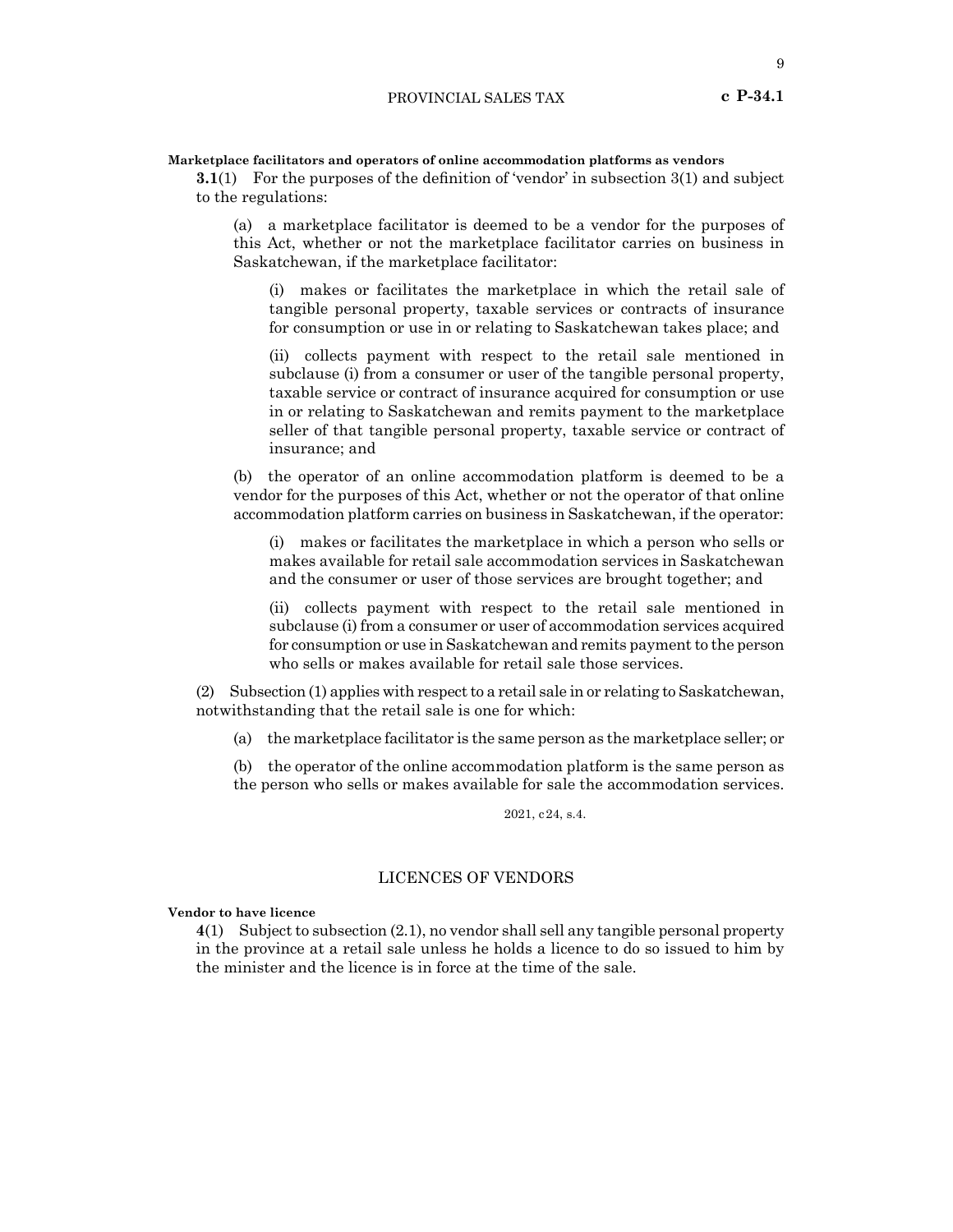**Marketplace facilitators and operators of online accommodation platforms as vendors**

**3.1**(1) For the purposes of the definition of 'vendor' in subsection 3(1) and subject to the regulations:

(a) a marketplace facilitator is deemed to be a vendor for the purposes of this Act, whether or not the marketplace facilitator carries on business in Saskatchewan, if the marketplace facilitator:

(i) makes or facilitates the marketplace in which the retail sale of tangible personal property, taxable services or contracts of insurance for consumption or use in or relating to Saskatchewan takes place; and

(ii) collects payment with respect to the retail sale mentioned in subclause (i) from a consumer or user of the tangible personal property, taxable service or contract of insurance acquired for consumption or use in or relating to Saskatchewan and remits payment to the marketplace seller of that tangible personal property, taxable service or contract of insurance; and

(b) the operator of an online accommodation platform is deemed to be a vendor for the purposes of this Act, whether or not the operator of that online accommodation platform carries on business in Saskatchewan, if the operator:

(i) makes or facilitates the marketplace in which a person who sells or makes available for retail sale accommodation services in Saskatchewan and the consumer or user of those services are brought together; and

(ii) collects payment with respect to the retail sale mentioned in subclause (i) from a consumer or user of accommodation services acquired for consumption or use in Saskatchewan and remits payment to the person who sells or makes available for retail sale those services.

(2) Subsection (1) applies with respect to a retail sale in or relating to Saskatchewan, notwithstanding that the retail sale is one for which:

(a) the marketplace facilitator is the same person as the marketplace seller; or

(b) the operator of the online accommodation platform is the same person as the person who sells or makes available for sale the accommodation services.

2021, c24, s.4.

## LICENCES OF VENDORS

**Vendor to have licence**

**4**(1) Subject to subsection (2.1), no vendor shall sell any tangible personal property in the province at a retail sale unless he holds a licence to do so issued to him by the minister and the licence is in force at the time of the sale.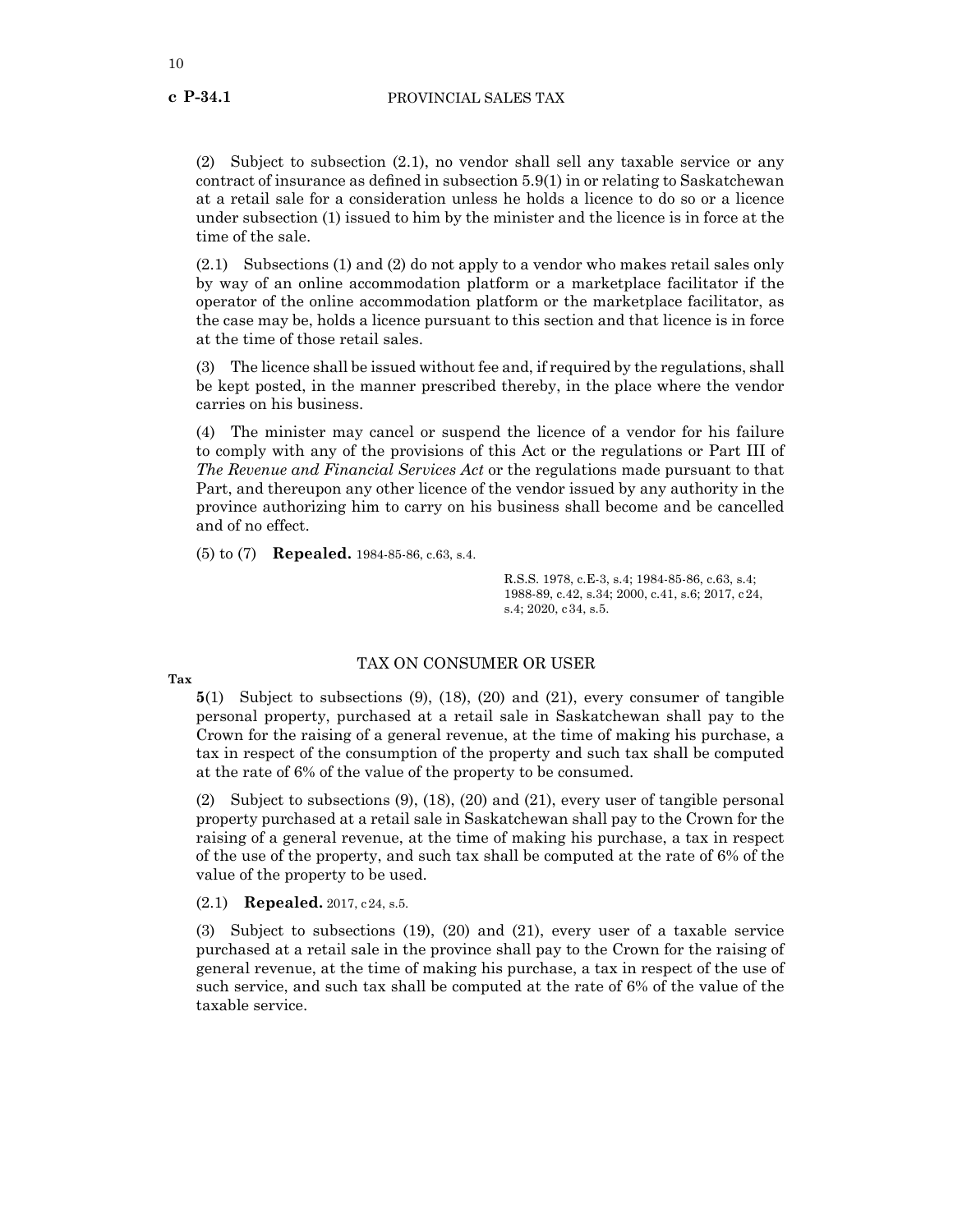(2) Subject to subsection (2.1), no vendor shall sell any taxable service or any contract of insurance as defined in subsection 5.9(1) in or relating to Saskatchewan at a retail sale for a consideration unless he holds a licence to do so or a licence under subsection (1) issued to him by the minister and the licence is in force at the time of the sale.

(2.1) Subsections (1) and (2) do not apply to a vendor who makes retail sales only by way of an online accommodation platform or a marketplace facilitator if the operator of the online accommodation platform or the marketplace facilitator, as the case may be, holds a licence pursuant to this section and that licence is in force at the time of those retail sales.

(3) The licence shall be issued without fee and, if required by the regulations, shall be kept posted, in the manner prescribed thereby, in the place where the vendor carries on his business.

(4) The minister may cancel or suspend the licence of a vendor for his failure to comply with any of the provisions of this Act or the regulations or Part III of *The Revenue and Financial Services Act* or the regulations made pursuant to that Part, and thereupon any other licence of the vendor issued by any authority in the province authorizing him to carry on his business shall become and be cancelled and of no effect.

(5) to (7) **Repealed.** 1984-85-86, c.63, s.4.

R.S.S. 1978, c.E-3, s.4; 1984-85-86, c.63, s.4; 1988-89, c.42, s.34; 2000, c.41, s.6; 2017, c24, s.4; 2020, c34, s.5.

## TAX ON CONSUMER OR USER

**Tax**

**5**(1) Subject to subsections (9), (18), (20) and (21), every consumer of tangible personal property, purchased at a retail sale in Saskatchewan shall pay to the Crown for the raising of a general revenue, at the time of making his purchase, a tax in respect of the consumption of the property and such tax shall be computed at the rate of 6% of the value of the property to be consumed.

(2) Subject to subsections (9), (18), (20) and (21), every user of tangible personal property purchased at a retail sale in Saskatchewan shall pay to the Crown for the raising of a general revenue, at the time of making his purchase, a tax in respect of the use of the property, and such tax shall be computed at the rate of 6% of the value of the property to be used.

(2.1) **Repealed.** 2017, c24, s.5.

(3) Subject to subsections (19), (20) and (21), every user of a taxable service purchased at a retail sale in the province shall pay to the Crown for the raising of general revenue, at the time of making his purchase, a tax in respect of the use of such service, and such tax shall be computed at the rate of 6% of the value of the taxable service.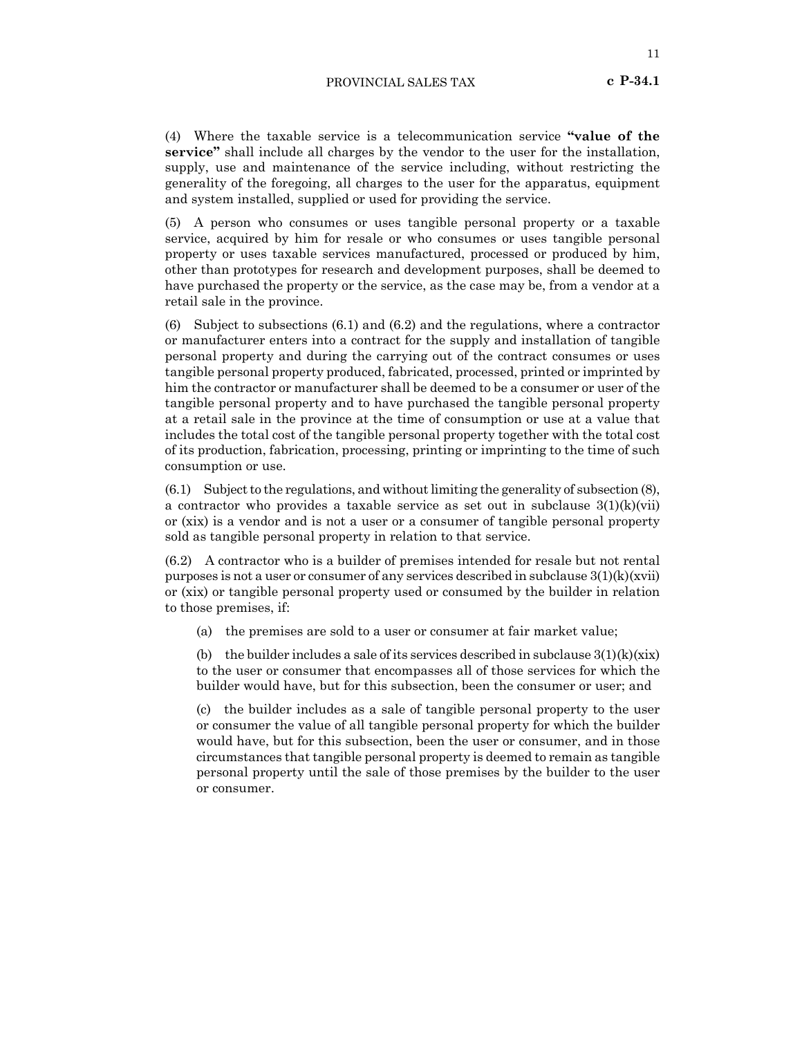(4) Where the taxable service is a telecommunication service **"value of the service"** shall include all charges by the vendor to the user for the installation, supply, use and maintenance of the service including, without restricting the generality of the foregoing, all charges to the user for the apparatus, equipment and system installed, supplied or used for providing the service.

(5) A person who consumes or uses tangible personal property or a taxable service, acquired by him for resale or who consumes or uses tangible personal property or uses taxable services manufactured, processed or produced by him, other than prototypes for research and development purposes, shall be deemed to have purchased the property or the service, as the case may be, from a vendor at a retail sale in the province.

(6) Subject to subsections (6.1) and (6.2) and the regulations, where a contractor or manufacturer enters into a contract for the supply and installation of tangible personal property and during the carrying out of the contract consumes or uses tangible personal property produced, fabricated, processed, printed or imprinted by him the contractor or manufacturer shall be deemed to be a consumer or user of the tangible personal property and to have purchased the tangible personal property at a retail sale in the province at the time of consumption or use at a value that includes the total cost of the tangible personal property together with the total cost of its production, fabrication, processing, printing or imprinting to the time of such consumption or use.

(6.1) Subject to the regulations, and without limiting the generality of subsection (8), a contractor who provides a taxable service as set out in subclause 3(1)(k)(vii) or (xix) is a vendor and is not a user or a consumer of tangible personal property sold as tangible personal property in relation to that service.

(6.2) A contractor who is a builder of premises intended for resale but not rental purposes is not a user or consumer of any services described in subclause 3(1)(k)(xvii) or (xix) or tangible personal property used or consumed by the builder in relation to those premises, if:

(a) the premises are sold to a user or consumer at fair market value;

(b) the builder includes a sale of its services described in subclause 3(1)(k)(xix) to the user or consumer that encompasses all of those services for which the builder would have, but for this subsection, been the consumer or user; and

(c) the builder includes as a sale of tangible personal property to the user or consumer the value of all tangible personal property for which the builder would have, but for this subsection, been the user or consumer, and in those circumstances that tangible personal property is deemed to remain as tangible personal property until the sale of those premises by the builder to the user or consumer.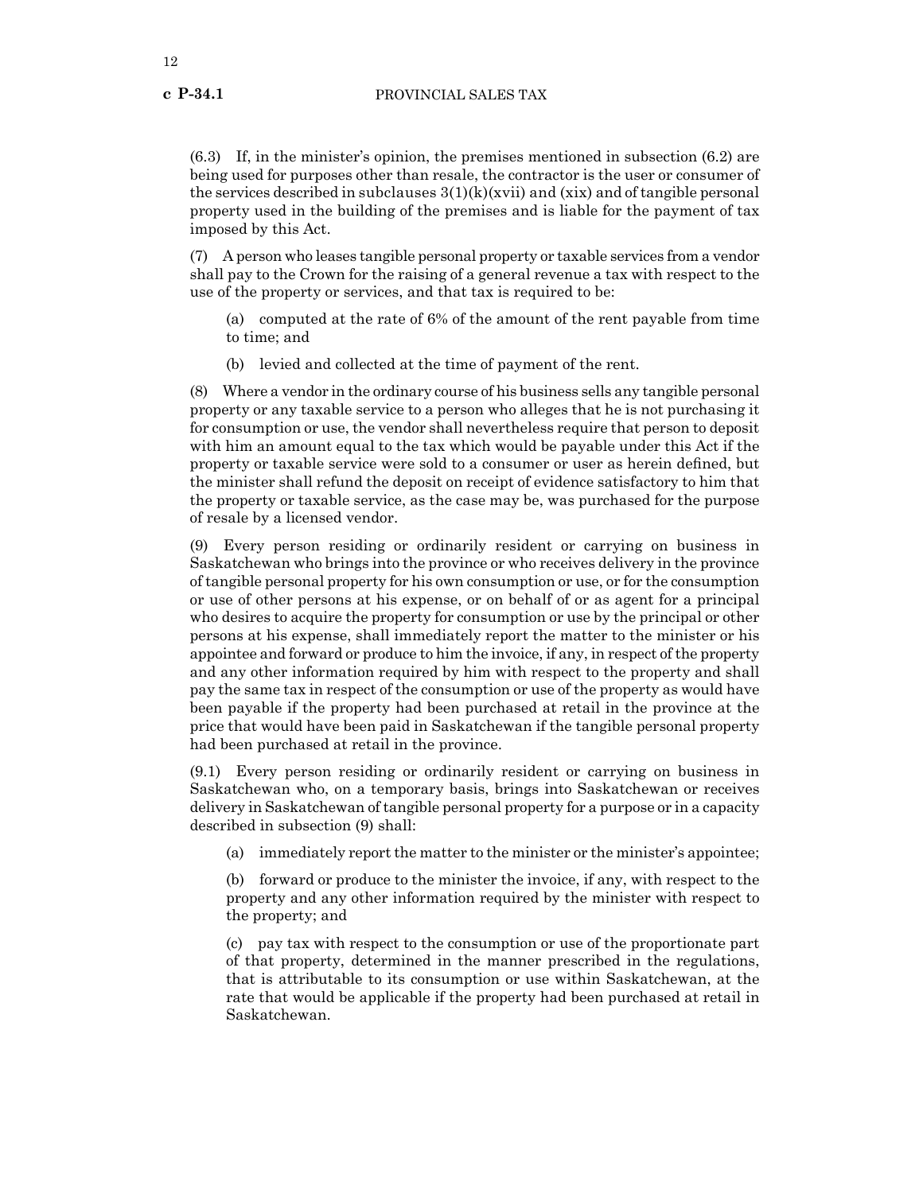(6.3) If, in the minister's opinion, the premises mentioned in subsection (6.2) are being used for purposes other than resale, the contractor is the user or consumer of the services described in subclauses 3(1)(k)(xvii) and (xix) and of tangible personal property used in the building of the premises and is liable for the payment of tax imposed by this Act.

(7) A person who leases tangible personal property or taxable services from a vendor shall pay to the Crown for the raising of a general revenue a tax with respect to the use of the property or services, and that tax is required to be:

(a) computed at the rate of 6% of the amount of the rent payable from time to time; and

(b) levied and collected at the time of payment of the rent.

(8) Where a vendor in the ordinary course of his business sells any tangible personal property or any taxable service to a person who alleges that he is not purchasing it for consumption or use, the vendor shall nevertheless require that person to deposit with him an amount equal to the tax which would be payable under this Act if the property or taxable service were sold to a consumer or user as herein defined, but the minister shall refund the deposit on receipt of evidence satisfactory to him that the property or taxable service, as the case may be, was purchased for the purpose of resale by a licensed vendor.

(9) Every person residing or ordinarily resident or carrying on business in Saskatchewan who brings into the province or who receives delivery in the province of tangible personal property for his own consumption or use, or for the consumption or use of other persons at his expense, or on behalf of or as agent for a principal who desires to acquire the property for consumption or use by the principal or other persons at his expense, shall immediately report the matter to the minister or his appointee and forward or produce to him the invoice, if any, in respect of the property and any other information required by him with respect to the property and shall pay the same tax in respect of the consumption or use of the property as would have been payable if the property had been purchased at retail in the province at the price that would have been paid in Saskatchewan if the tangible personal property had been purchased at retail in the province.

(9.1) Every person residing or ordinarily resident or carrying on business in Saskatchewan who, on a temporary basis, brings into Saskatchewan or receives delivery in Saskatchewan of tangible personal property for a purpose or in a capacity described in subsection (9) shall:

(a) immediately report the matter to the minister or the minister's appointee;

(b) forward or produce to the minister the invoice, if any, with respect to the property and any other information required by the minister with respect to the property; and

(c) pay tax with respect to the consumption or use of the proportionate part of that property, determined in the manner prescribed in the regulations, that is attributable to its consumption or use within Saskatchewan, at the rate that would be applicable if the property had been purchased at retail in Saskatchewan.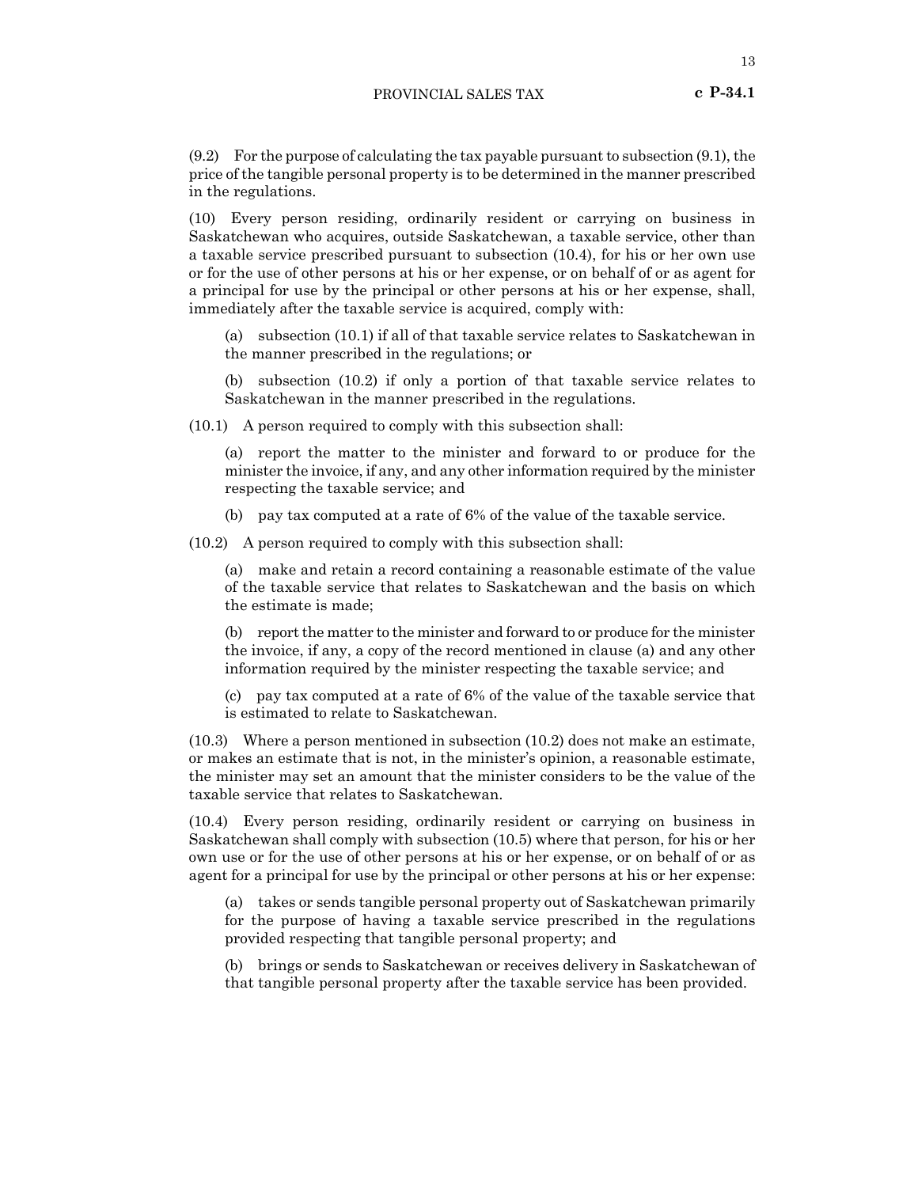(9.2) For the purpose of calculating the tax payable pursuant to subsection (9.1), the price of the tangible personal property is to be determined in the manner prescribed in the regulations.

(10) Every person residing, ordinarily resident or carrying on business in Saskatchewan who acquires, outside Saskatchewan, a taxable service, other than a taxable service prescribed pursuant to subsection (10.4), for his or her own use or for the use of other persons at his or her expense, or on behalf of or as agent for a principal for use by the principal or other persons at his or her expense, shall, immediately after the taxable service is acquired, comply with:

> (a) subsection (10.1) if all of that taxable service relates to Saskatchewan in the manner prescribed in the regulations; or
>
> (b) subsection (10.2) if only a portion of that taxable service relates to Saskatchewan in the manner prescribed in the regulations.

(10.1) A person required to comply with this subsection shall:

> (a) report the matter to the minister and forward to or produce for the minister the invoice, if any, and any other information required by the minister respecting the taxable service; and
>
> (b) pay tax computed at a rate of 6% of the value of the taxable service.

(10.2) A person required to comply with this subsection shall:

> (a) make and retain a record containing a reasonable estimate of the value of the taxable service that relates to Saskatchewan and the basis on which the estimate is made;
>
> (b) report the matter to the minister and forward to or produce for the minister the invoice, if any, a copy of the record mentioned in clause (a) and any other information required by the minister respecting the taxable service; and
>
> (c) pay tax computed at a rate of 6% of the value of the taxable service that is estimated to relate to Saskatchewan.

(10.3) Where a person mentioned in subsection (10.2) does not make an estimate, or makes an estimate that is not, in the minister's opinion, a reasonable estimate, the minister may set an amount that the minister considers to be the value of the taxable service that relates to Saskatchewan.

(10.4) Every person residing, ordinarily resident or carrying on business in Saskatchewan shall comply with subsection (10.5) where that person, for his or her own use or for the use of other persons at his or her expense, or on behalf of or as agent for a principal for use by the principal or other persons at his or her expense:

> (a) takes or sends tangible personal property out of Saskatchewan primarily for the purpose of having a taxable service prescribed in the regulations provided respecting that tangible personal property; and
>
> (b) brings or sends to Saskatchewan or receives delivery in Saskatchewan of that tangible personal property after the taxable service has been provided.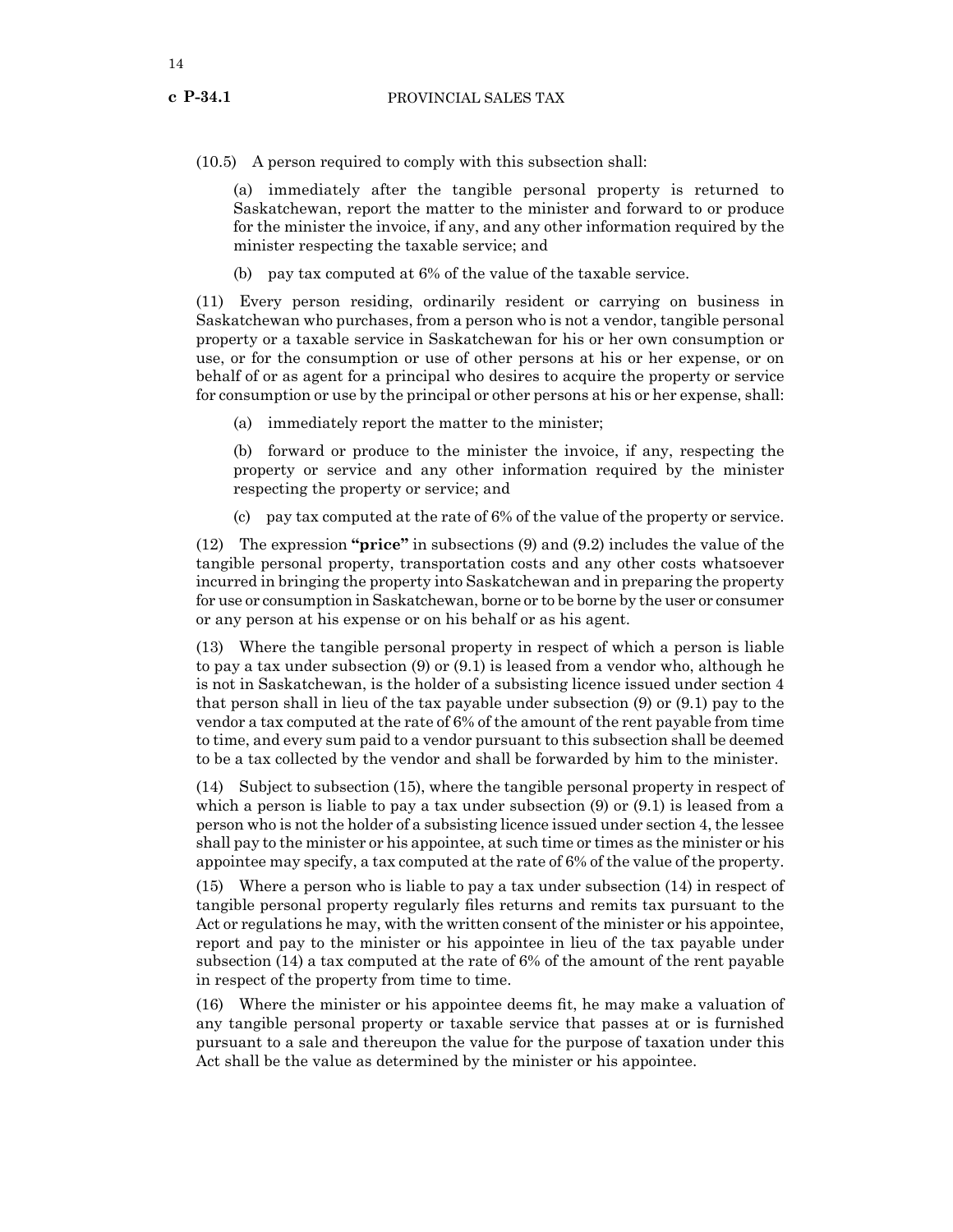(10.5) A person required to comply with this subsection shall:

(a) immediately after the tangible personal property is returned to Saskatchewan, report the matter to the minister and forward to or produce for the minister the invoice, if any, and any other information required by the minister respecting the taxable service; and

(b) pay tax computed at 6% of the value of the taxable service.

(11) Every person residing, ordinarily resident or carrying on business in Saskatchewan who purchases, from a person who is not a vendor, tangible personal property or a taxable service in Saskatchewan for his or her own consumption or use, or for the consumption or use of other persons at his or her expense, or on behalf of or as agent for a principal who desires to acquire the property or service for consumption or use by the principal or other persons at his or her expense, shall:

(a) immediately report the matter to the minister;

(b) forward or produce to the minister the invoice, if any, respecting the property or service and any other information required by the minister respecting the property or service; and

(c) pay tax computed at the rate of 6% of the value of the property or service.

(12) The expression **"price"** in subsections (9) and (9.2) includes the value of the tangible personal property, transportation costs and any other costs whatsoever incurred in bringing the property into Saskatchewan and in preparing the property for use or consumption in Saskatchewan, borne or to be borne by the user or consumer or any person at his expense or on his behalf or as his agent.

(13) Where the tangible personal property in respect of which a person is liable to pay a tax under subsection (9) or (9.1) is leased from a vendor who, although he is not in Saskatchewan, is the holder of a subsisting licence issued under section 4 that person shall in lieu of the tax payable under subsection (9) or (9.1) pay to the vendor a tax computed at the rate of 6% of the amount of the rent payable from time to time, and every sum paid to a vendor pursuant to this subsection shall be deemed to be a tax collected by the vendor and shall be forwarded by him to the minister.

(14) Subject to subsection (15), where the tangible personal property in respect of which a person is liable to pay a tax under subsection (9) or (9.1) is leased from a person who is not the holder of a subsisting licence issued under section 4, the lessee shall pay to the minister or his appointee, at such time or times as the minister or his appointee may specify, a tax computed at the rate of 6% of the value of the property.

(15) Where a person who is liable to pay a tax under subsection (14) in respect of tangible personal property regularly files returns and remits tax pursuant to the Act or regulations he may, with the written consent of the minister or his appointee, report and pay to the minister or his appointee in lieu of the tax payable under subsection (14) a tax computed at the rate of 6% of the amount of the rent payable in respect of the property from time to time.

(16) Where the minister or his appointee deems fit, he may make a valuation of any tangible personal property or taxable service that passes at or is furnished pursuant to a sale and thereupon the value for the purpose of taxation under this Act shall be the value as determined by the minister or his appointee.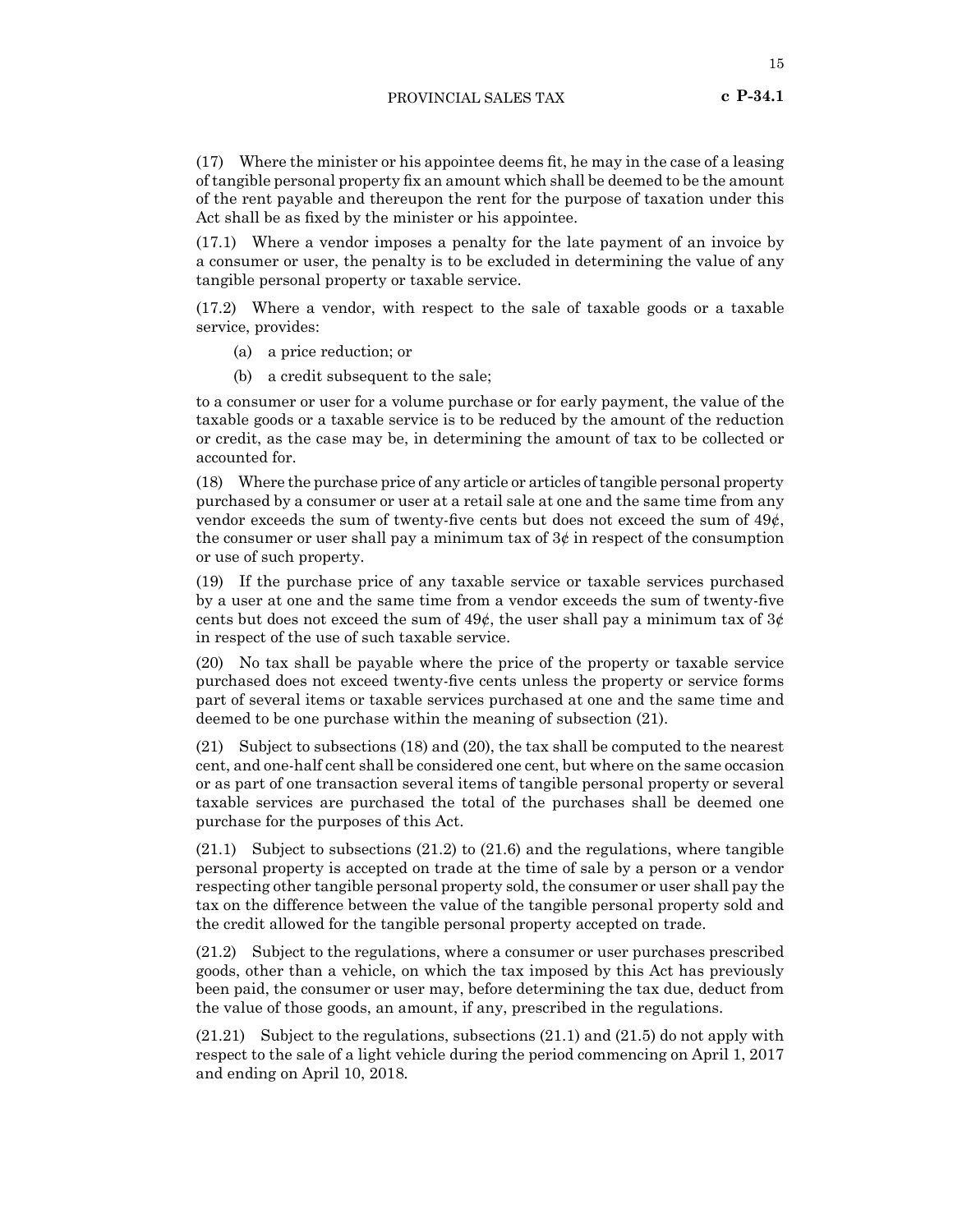(17) Where the minister or his appointee deems fit, he may in the case of a leasing of tangible personal property fix an amount which shall be deemed to be the amount of the rent payable and thereupon the rent for the purpose of taxation under this Act shall be as fixed by the minister or his appointee.

(17.1) Where a vendor imposes a penalty for the late payment of an invoice by a consumer or user, the penalty is to be excluded in determining the value of any tangible personal property or taxable service.

(17.2) Where a vendor, with respect to the sale of taxable goods or a taxable service, provides:

(a) a price reduction; or

(b) a credit subsequent to the sale;

to a consumer or user for a volume purchase or for early payment, the value of the taxable goods or a taxable service is to be reduced by the amount of the reduction or credit, as the case may be, in determining the amount of tax to be collected or accounted for.

(18) Where the purchase price of any article or articles of tangible personal property purchased by a consumer or user at a retail sale at one and the same time from any vendor exceeds the sum of twenty-five cents but does not exceed the sum of 49¢, the consumer or user shall pay a minimum tax of 3¢ in respect of the consumption or use of such property.

(19) If the purchase price of any taxable service or taxable services purchased by a user at one and the same time from a vendor exceeds the sum of twenty-five cents but does not exceed the sum of 49¢, the user shall pay a minimum tax of 3¢ in respect of the use of such taxable service.

(20) No tax shall be payable where the price of the property or taxable service purchased does not exceed twenty-five cents unless the property or service forms part of several items or taxable services purchased at one and the same time and deemed to be one purchase within the meaning of subsection (21).

(21) Subject to subsections (18) and (20), the tax shall be computed to the nearest cent, and one-half cent shall be considered one cent, but where on the same occasion or as part of one transaction several items of tangible personal property or several taxable services are purchased the total of the purchases shall be deemed one purchase for the purposes of this Act.

(21.1) Subject to subsections (21.2) to (21.6) and the regulations, where tangible personal property is accepted on trade at the time of sale by a person or a vendor respecting other tangible personal property sold, the consumer or user shall pay the tax on the difference between the value of the tangible personal property sold and the credit allowed for the tangible personal property accepted on trade.

(21.2) Subject to the regulations, where a consumer or user purchases prescribed goods, other than a vehicle, on which the tax imposed by this Act has previously been paid, the consumer or user may, before determining the tax due, deduct from the value of those goods, an amount, if any, prescribed in the regulations.

(21.21) Subject to the regulations, subsections (21.1) and (21.5) do not apply with respect to the sale of a light vehicle during the period commencing on April 1, 2017 and ending on April 10, 2018.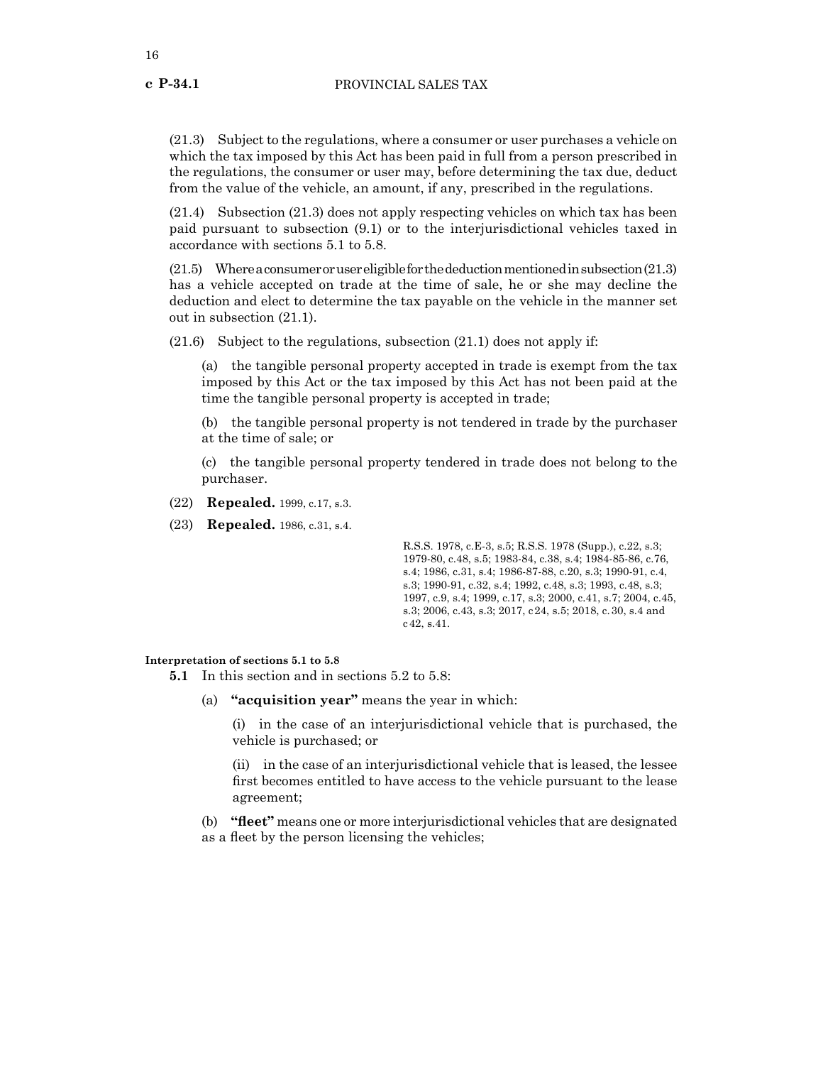(21.3) Subject to the regulations, where a consumer or user purchases a vehicle on which the tax imposed by this Act has been paid in full from a person prescribed in the regulations, the consumer or user may, before determining the tax due, deduct from the value of the vehicle, an amount, if any, prescribed in the regulations.

(21.4) Subsection (21.3) does not apply respecting vehicles on which tax has been paid pursuant to subsection (9.1) or to the interjurisdictional vehicles taxed in accordance with sections 5.1 to 5.8.

(21.5) Where a consumer or user eligible for the deduction mentioned in subsection (21.3) has a vehicle accepted on trade at the time of sale, he or she may decline the deduction and elect to determine the tax payable on the vehicle in the manner set out in subsection (21.1).

(21.6) Subject to the regulations, subsection (21.1) does not apply if:

(a) the tangible personal property accepted in trade is exempt from the tax imposed by this Act or the tax imposed by this Act has not been paid at the time the tangible personal property is accepted in trade;

(b) the tangible personal property is not tendered in trade by the purchaser at the time of sale; or

(c) the tangible personal property tendered in trade does not belong to the purchaser.

(22) **Repealed.** 1999, c.17, s.3.

(23) **Repealed.** 1986, c.31, s.4.

R.S.S. 1978, c.E-3, s.5; R.S.S. 1978 (Supp.), c.22, s.3; 1979-80, c.48, s.5; 1983-84, c.38, s.4; 1984-85-86, c.76, s.4; 1986, c.31, s.4; 1986-87-88, c.20, s.3; 1990-91, c.4, s.3; 1990-91, c.32, s.4; 1992, c.48, s.3; 1993, c.48, s.3; 1997, c.9, s.4; 1999, c.17, s.3; 2000, c.41, s.7; 2004, c.45, s.3; 2006, c.43, s.3; 2017, c 24, s.5; 2018, c. 30, s.4 and c 42, s.41.

**Interpretation of sections 5.1 to 5.8**

**5.1** In this section and in sections 5.2 to 5.8:

(a) **"acquisition year"** means the year in which:

(i) in the case of an interjurisdictional vehicle that is purchased, the vehicle is purchased; or

(ii) in the case of an interjurisdictional vehicle that is leased, the lessee first becomes entitled to have access to the vehicle pursuant to the lease agreement;

(b) **"fleet"** means one or more interjurisdictional vehicles that are designated as a fleet by the person licensing the vehicles;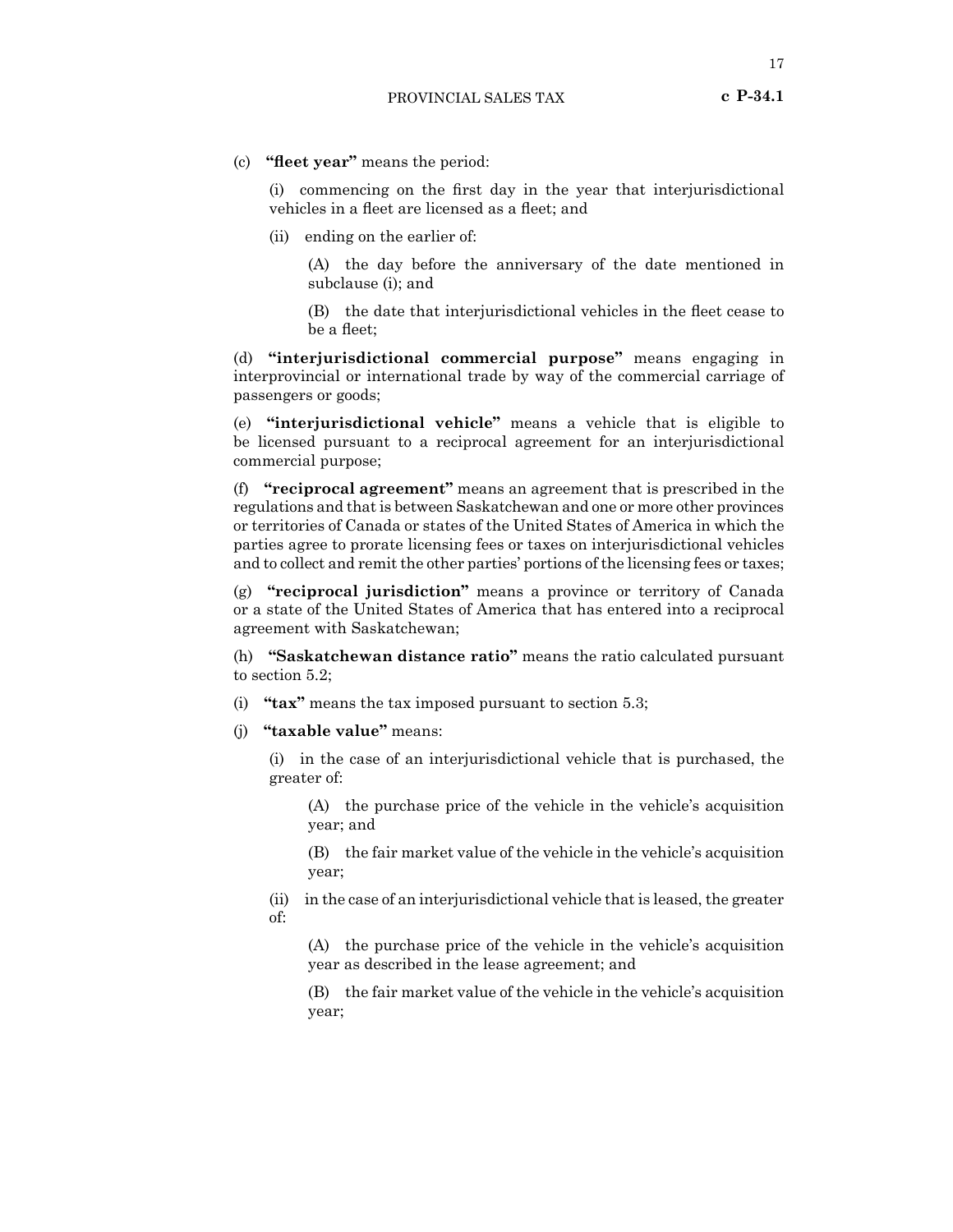(c) **"fleet year"** means the period:

(i) commencing on the first day in the year that interjurisdictional vehicles in a fleet are licensed as a fleet; and

(ii) ending on the earlier of:

(A) the day before the anniversary of the date mentioned in subclause (i); and

(B) the date that interjurisdictional vehicles in the fleet cease to be a fleet;

(d) **"interjurisdictional commercial purpose"** means engaging in interprovincial or international trade by way of the commercial carriage of passengers or goods;

(e) **"interjurisdictional vehicle"** means a vehicle that is eligible to be licensed pursuant to a reciprocal agreement for an interjurisdictional commercial purpose;

(f) **"reciprocal agreement"** means an agreement that is prescribed in the regulations and that is between Saskatchewan and one or more other provinces or territories of Canada or states of the United States of America in which the parties agree to prorate licensing fees or taxes on interjurisdictional vehicles and to collect and remit the other parties' portions of the licensing fees or taxes;

(g) **"reciprocal jurisdiction"** means a province or territory of Canada or a state of the United States of America that has entered into a reciprocal agreement with Saskatchewan;

(h) **"Saskatchewan distance ratio"** means the ratio calculated pursuant to section 5.2;

(i) **"tax"** means the tax imposed pursuant to section 5.3;

(j) **"taxable value"** means:

(i) in the case of an interjurisdictional vehicle that is purchased, the greater of:

(A) the purchase price of the vehicle in the vehicle's acquisition year; and

(B) the fair market value of the vehicle in the vehicle's acquisition year;

(ii) in the case of an interjurisdictional vehicle that is leased, the greater of:

(A) the purchase price of the vehicle in the vehicle's acquisition year as described in the lease agreement; and

(B) the fair market value of the vehicle in the vehicle's acquisition year;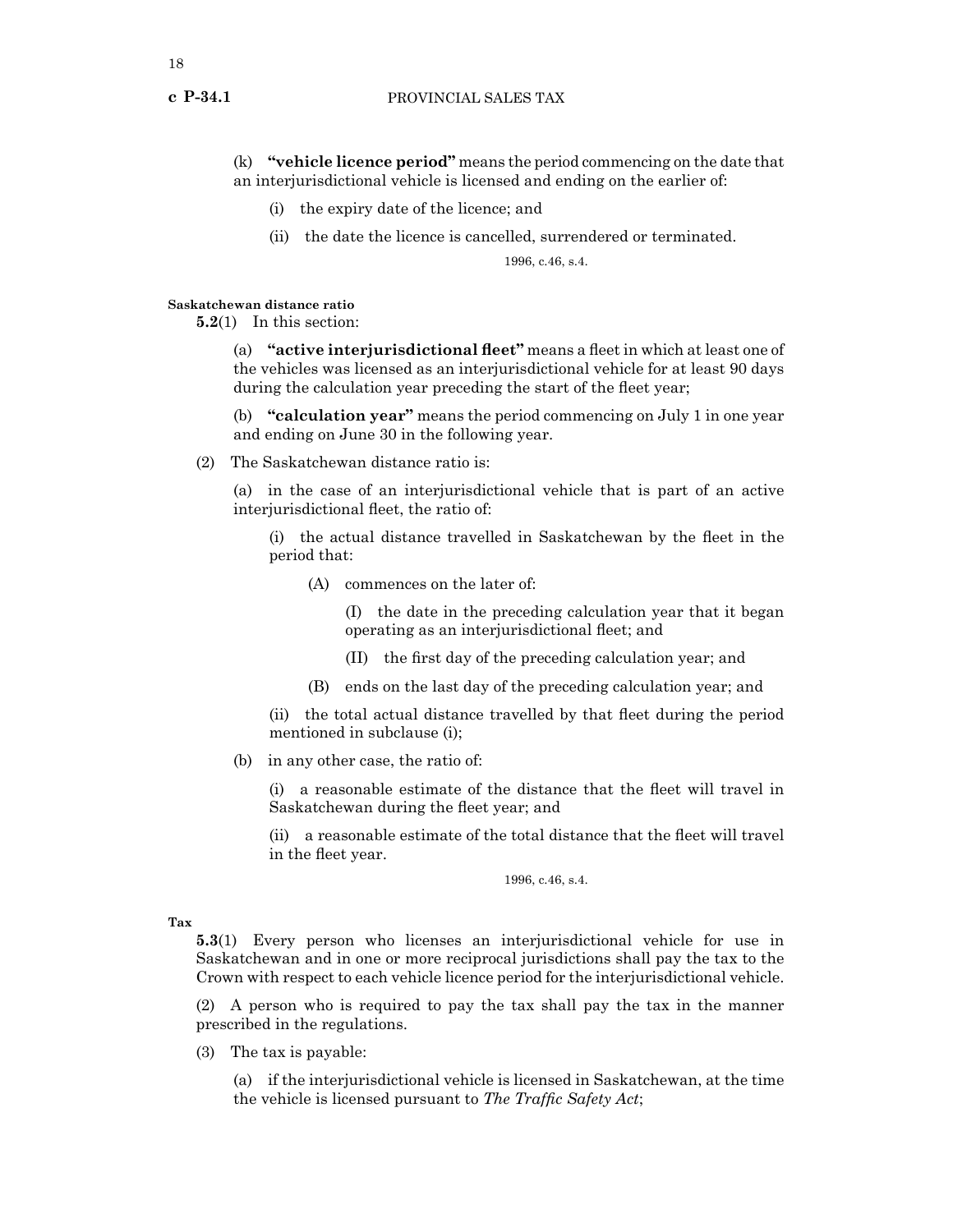(k) **"vehicle licence period"** means the period commencing on the date that an interjurisdictional vehicle is licensed and ending on the earlier of:

(i) the expiry date of the licence; and

(ii) the date the licence is cancelled, surrendered or terminated.

1996, c.46, s.4.

**Saskatchewan distance ratio**

**5.2**(1) In this section:

(a) **"active interjurisdictional fleet"** means a fleet in which at least one of the vehicles was licensed as an interjurisdictional vehicle for at least 90 days during the calculation year preceding the start of the fleet year;

(b) **"calculation year"** means the period commencing on July 1 in one year and ending on June 30 in the following year.

(2) The Saskatchewan distance ratio is:

(a) in the case of an interjurisdictional vehicle that is part of an active interjurisdictional fleet, the ratio of:

(i) the actual distance travelled in Saskatchewan by the fleet in the period that:

(A) commences on the later of:

(I) the date in the preceding calculation year that it began operating as an interjurisdictional fleet; and

(II) the first day of the preceding calculation year; and

(B) ends on the last day of the preceding calculation year; and

(ii) the total actual distance travelled by that fleet during the period mentioned in subclause (i);

(b) in any other case, the ratio of:

(i) a reasonable estimate of the distance that the fleet will travel in Saskatchewan during the fleet year; and

(ii) a reasonable estimate of the total distance that the fleet will travel in the fleet year.

1996, c.46, s.4.

**Tax**

**5.3**(1) Every person who licenses an interjurisdictional vehicle for use in Saskatchewan and in one or more reciprocal jurisdictions shall pay the tax to the Crown with respect to each vehicle licence period for the interjurisdictional vehicle.

(2) A person who is required to pay the tax shall pay the tax in the manner prescribed in the regulations.

(3) The tax is payable:

(a) if the interjurisdictional vehicle is licensed in Saskatchewan, at the time the vehicle is licensed pursuant to *The Traffic Safety Act*;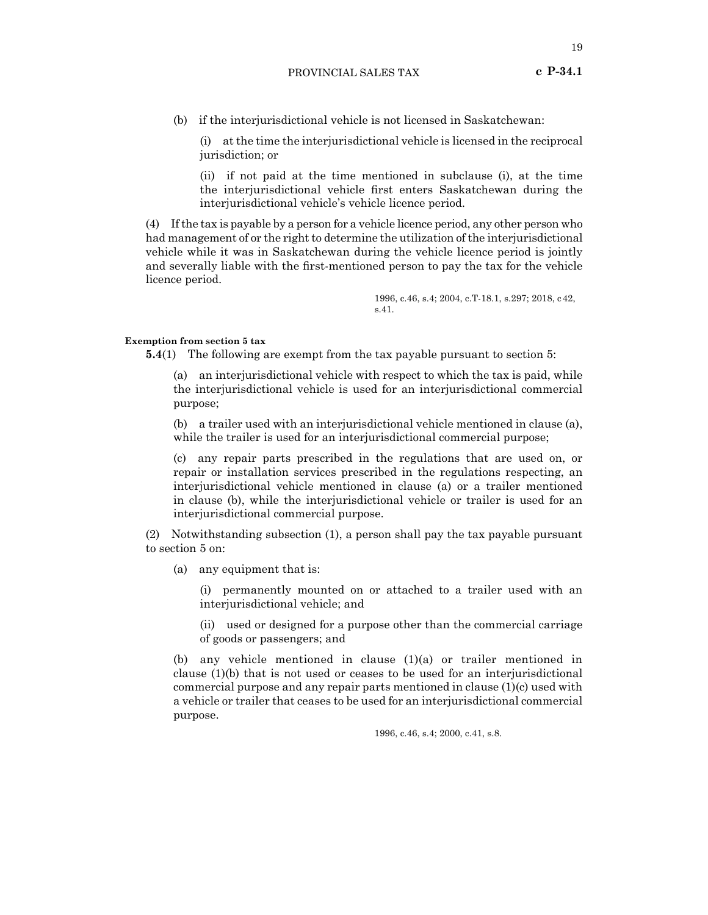(b) if the interjurisdictional vehicle is not licensed in Saskatchewan:

(i) at the time the interjurisdictional vehicle is licensed in the reciprocal jurisdiction; or

(ii) if not paid at the time mentioned in subclause (i), at the time the interjurisdictional vehicle first enters Saskatchewan during the interjurisdictional vehicle's vehicle licence period.

(4) If the tax is payable by a person for a vehicle licence period, any other person who had management of or the right to determine the utilization of the interjurisdictional vehicle while it was in Saskatchewan during the vehicle licence period is jointly and severally liable with the first-mentioned person to pay the tax for the vehicle licence period.

1996, c.46, s.4; 2004, c.T-18.1, s.297; 2018, c 42, s.41.

**Exemption from section 5 tax**

**5.4**(1) The following are exempt from the tax payable pursuant to section 5:

(a) an interjurisdictional vehicle with respect to which the tax is paid, while the interjurisdictional vehicle is used for an interjurisdictional commercial purpose;

(b) a trailer used with an interjurisdictional vehicle mentioned in clause (a), while the trailer is used for an interjurisdictional commercial purpose;

(c) any repair parts prescribed in the regulations that are used on, or repair or installation services prescribed in the regulations respecting, an interjurisdictional vehicle mentioned in clause (a) or a trailer mentioned in clause (b), while the interjurisdictional vehicle or trailer is used for an interjurisdictional commercial purpose.

(2) Notwithstanding subsection (1), a person shall pay the tax payable pursuant to section 5 on:

(a) any equipment that is:

(i) permanently mounted on or attached to a trailer used with an interjurisdictional vehicle; and

(ii) used or designed for a purpose other than the commercial carriage of goods or passengers; and

(b) any vehicle mentioned in clause (1)(a) or trailer mentioned in clause (1)(b) that is not used or ceases to be used for an interjurisdictional commercial purpose and any repair parts mentioned in clause (1)(c) used with a vehicle or trailer that ceases to be used for an interjurisdictional commercial purpose.

1996, c.46, s.4; 2000, c.41, s.8.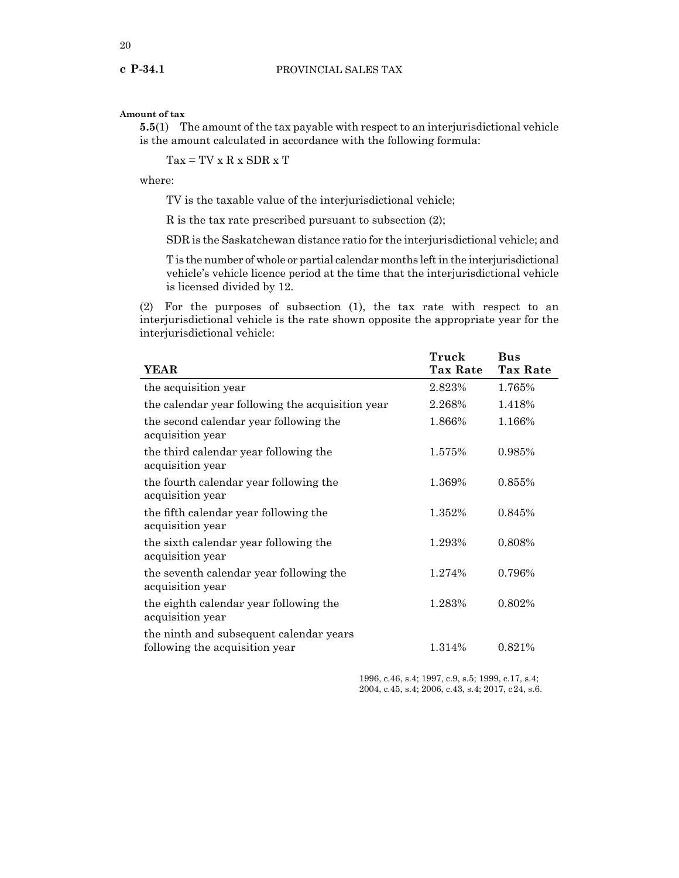**Amount of tax**

**5.5**(1) The amount of the tax payable with respect to an interjurisdictional vehicle is the amount calculated in accordance with the following formula:

$$Tax = TV \times R \times SDR \times T$$

where:

TV is the taxable value of the interjurisdictional vehicle;

R is the tax rate prescribed pursuant to subsection (2);

SDR is the Saskatchewan distance ratio for the interjurisdictional vehicle; and

T is the number of whole or partial calendar months left in the interjurisdictional vehicle's vehicle licence period at the time that the interjurisdictional vehicle is licensed divided by 12.

(2) For the purposes of subsection (1), the tax rate with respect to an interjurisdictional vehicle is the rate shown opposite the appropriate year for the interjurisdictional vehicle:

| YEAR | Truck Tax Rate | Bus Tax Rate |
|---|---|---|
| the acquisition year | 2.823% | 1.765% |
| the calendar year following the acquisition year | 2.268% | 1.418% |
| the second calendar year following the acquisition year | 1.866% | 1.166% |
| the third calendar year following the acquisition year | 1.575% | 0.985% |
| the fourth calendar year following the acquisition year | 1.369% | 0.855% |
| the fifth calendar year following the acquisition year | 1.352% | 0.845% |
| the sixth calendar year following the acquisition year | 1.293% | 0.808% |
| the seventh calendar year following the acquisition year | 1.274% | 0.796% |
| the eighth calendar year following the acquisition year | 1.283% | 0.802% |
| the ninth and subsequent calendar years following the acquisition year | 1.314% | 0.821% |

1996, c.46, s.4; 1997, c.9, s.5; 1999, c.17, s.4; 2004, c.45, s.4; 2006, c.43, s.4; 2017, c24, s.6.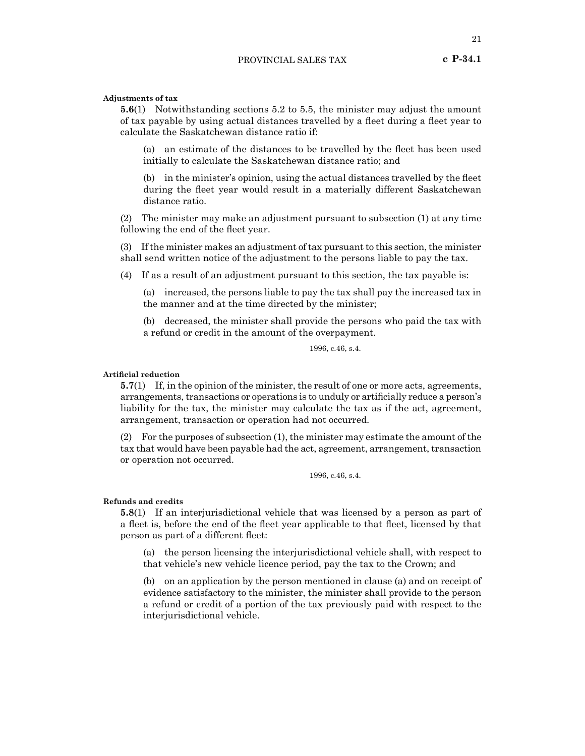**Adjustments of tax**

**5.6**(1) Notwithstanding sections 5.2 to 5.5, the minister may adjust the amount of tax payable by using actual distances travelled by a fleet during a fleet year to calculate the Saskatchewan distance ratio if:

(a) an estimate of the distances to be travelled by the fleet has been used initially to calculate the Saskatchewan distance ratio; and

(b) in the minister's opinion, using the actual distances travelled by the fleet during the fleet year would result in a materially different Saskatchewan distance ratio.

(2) The minister may make an adjustment pursuant to subsection (1) at any time following the end of the fleet year.

(3) If the minister makes an adjustment of tax pursuant to this section, the minister shall send written notice of the adjustment to the persons liable to pay the tax.

(4) If as a result of an adjustment pursuant to this section, the tax payable is:

(a) increased, the persons liable to pay the tax shall pay the increased tax in the manner and at the time directed by the minister;

(b) decreased, the minister shall provide the persons who paid the tax with a refund or credit in the amount of the overpayment.

1996, c.46, s.4.

**Artificial reduction**

**5.7**(1) If, in the opinion of the minister, the result of one or more acts, agreements, arrangements, transactions or operations is to unduly or artificially reduce a person's liability for the tax, the minister may calculate the tax as if the act, agreement, arrangement, transaction or operation had not occurred.

(2) For the purposes of subsection (1), the minister may estimate the amount of the tax that would have been payable had the act, agreement, arrangement, transaction or operation not occurred.

1996, c.46, s.4.

**Refunds and credits**

**5.8**(1) If an interjurisdictional vehicle that was licensed by a person as part of a fleet is, before the end of the fleet year applicable to that fleet, licensed by that person as part of a different fleet:

(a) the person licensing the interjurisdictional vehicle shall, with respect to that vehicle's new vehicle licence period, pay the tax to the Crown; and

(b) on an application by the person mentioned in clause (a) and on receipt of evidence satisfactory to the minister, the minister shall provide to the person a refund or credit of a portion of the tax previously paid with respect to the interjurisdictional vehicle.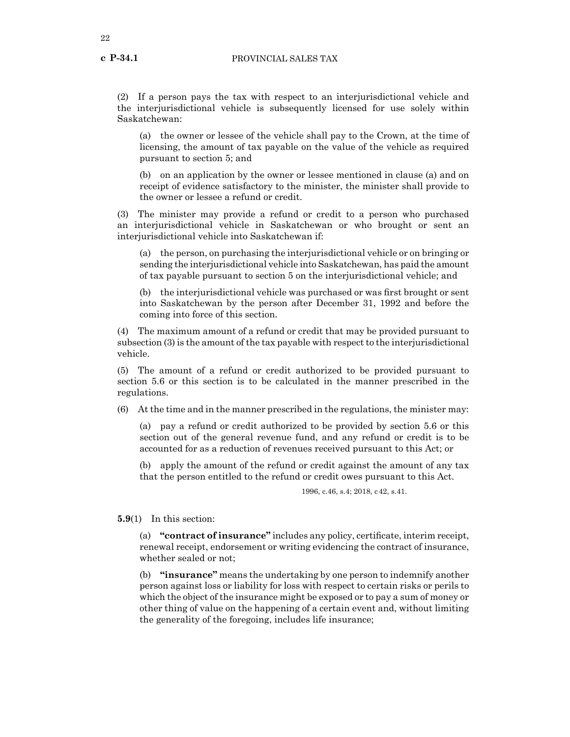(2) If a person pays the tax with respect to an interjurisdictional vehicle and the interjurisdictional vehicle is subsequently licensed for use solely within Saskatchewan:

(a) the owner or lessee of the vehicle shall pay to the Crown, at the time of licensing, the amount of tax payable on the value of the vehicle as required pursuant to section 5; and

(b) on an application by the owner or lessee mentioned in clause (a) and on receipt of evidence satisfactory to the minister, the minister shall provide to the owner or lessee a refund or credit.

(3) The minister may provide a refund or credit to a person who purchased an interjurisdictional vehicle in Saskatchewan or who brought or sent an interjurisdictional vehicle into Saskatchewan if:

(a) the person, on purchasing the interjurisdictional vehicle or on bringing or sending the interjurisdictional vehicle into Saskatchewan, has paid the amount of tax payable pursuant to section 5 on the interjurisdictional vehicle; and

(b) the interjurisdictional vehicle was purchased or was first brought or sent into Saskatchewan by the person after December 31, 1992 and before the coming into force of this section.

(4) The maximum amount of a refund or credit that may be provided pursuant to subsection (3) is the amount of the tax payable with respect to the interjurisdictional vehicle.

(5) The amount of a refund or credit authorized to be provided pursuant to section 5.6 or this section is to be calculated in the manner prescribed in the regulations.

(6) At the time and in the manner prescribed in the regulations, the minister may:

(a) pay a refund or credit authorized to be provided by section 5.6 or this section out of the general revenue fund, and any refund or credit is to be accounted for as a reduction of revenues received pursuant to this Act; or

(b) apply the amount of the refund or credit against the amount of any tax that the person entitled to the refund or credit owes pursuant to this Act.

1996, c.46, s.4; 2018, c 42, s.41.

**5.9**(1) In this section:

(a) **"contract of insurance"** includes any policy, certificate, interim receipt, renewal receipt, endorsement or writing evidencing the contract of insurance, whether sealed or not;

(b) **"insurance"** means the undertaking by one person to indemnify another person against loss or liability for loss with respect to certain risks or perils to which the object of the insurance might be exposed or to pay a sum of money or other thing of value on the happening of a certain event and, without limiting the generality of the foregoing, includes life insurance;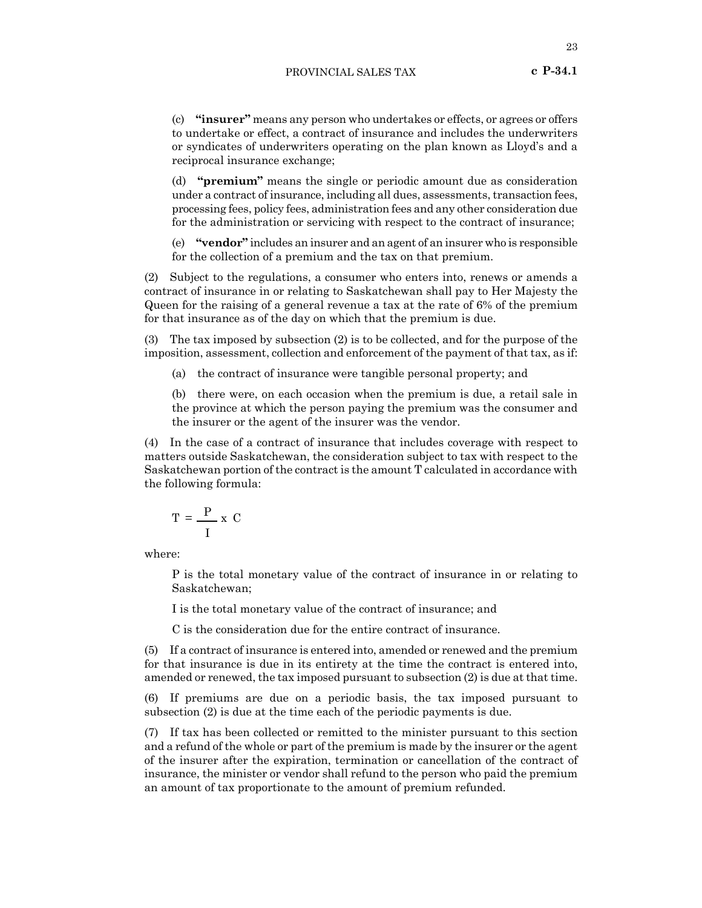(c) **"insurer"** means any person who undertakes or effects, or agrees or offers to undertake or effect, a contract of insurance and includes the underwriters or syndicates of underwriters operating on the plan known as Lloyd's and a reciprocal insurance exchange;

(d) **"premium"** means the single or periodic amount due as consideration under a contract of insurance, including all dues, assessments, transaction fees, processing fees, policy fees, administration fees and any other consideration due for the administration or servicing with respect to the contract of insurance;

(e) **"vendor"** includes an insurer and an agent of an insurer who is responsible for the collection of a premium and the tax on that premium.

(2) Subject to the regulations, a consumer who enters into, renews or amends a contract of insurance in or relating to Saskatchewan shall pay to Her Majesty the Queen for the raising of a general revenue a tax at the rate of 6% of the premium for that insurance as of the day on which that the premium is due.

(3) The tax imposed by subsection (2) is to be collected, and for the purpose of the imposition, assessment, collection and enforcement of the payment of that tax, as if:

(a) the contract of insurance were tangible personal property; and

(b) there were, on each occasion when the premium is due, a retail sale in the province at which the person paying the premium was the consumer and the insurer or the agent of the insurer was the vendor.

(4) In the case of a contract of insurance that includes coverage with respect to matters outside Saskatchewan, the consideration subject to tax with respect to the Saskatchewan portion of the contract is the amount T calculated in accordance with the following formula:

$$T = \frac{P}{I} \times C$$

where:

P is the total monetary value of the contract of insurance in or relating to Saskatchewan;

I is the total monetary value of the contract of insurance; and

C is the consideration due for the entire contract of insurance.

(5) If a contract of insurance is entered into, amended or renewed and the premium for that insurance is due in its entirety at the time the contract is entered into, amended or renewed, the tax imposed pursuant to subsection (2) is due at that time.

(6) If premiums are due on a periodic basis, the tax imposed pursuant to subsection (2) is due at the time each of the periodic payments is due.

(7) If tax has been collected or remitted to the minister pursuant to this section and a refund of the whole or part of the premium is made by the insurer or the agent of the insurer after the expiration, termination or cancellation of the contract of insurance, the minister or vendor shall refund to the person who paid the premium an amount of tax proportionate to the amount of premium refunded.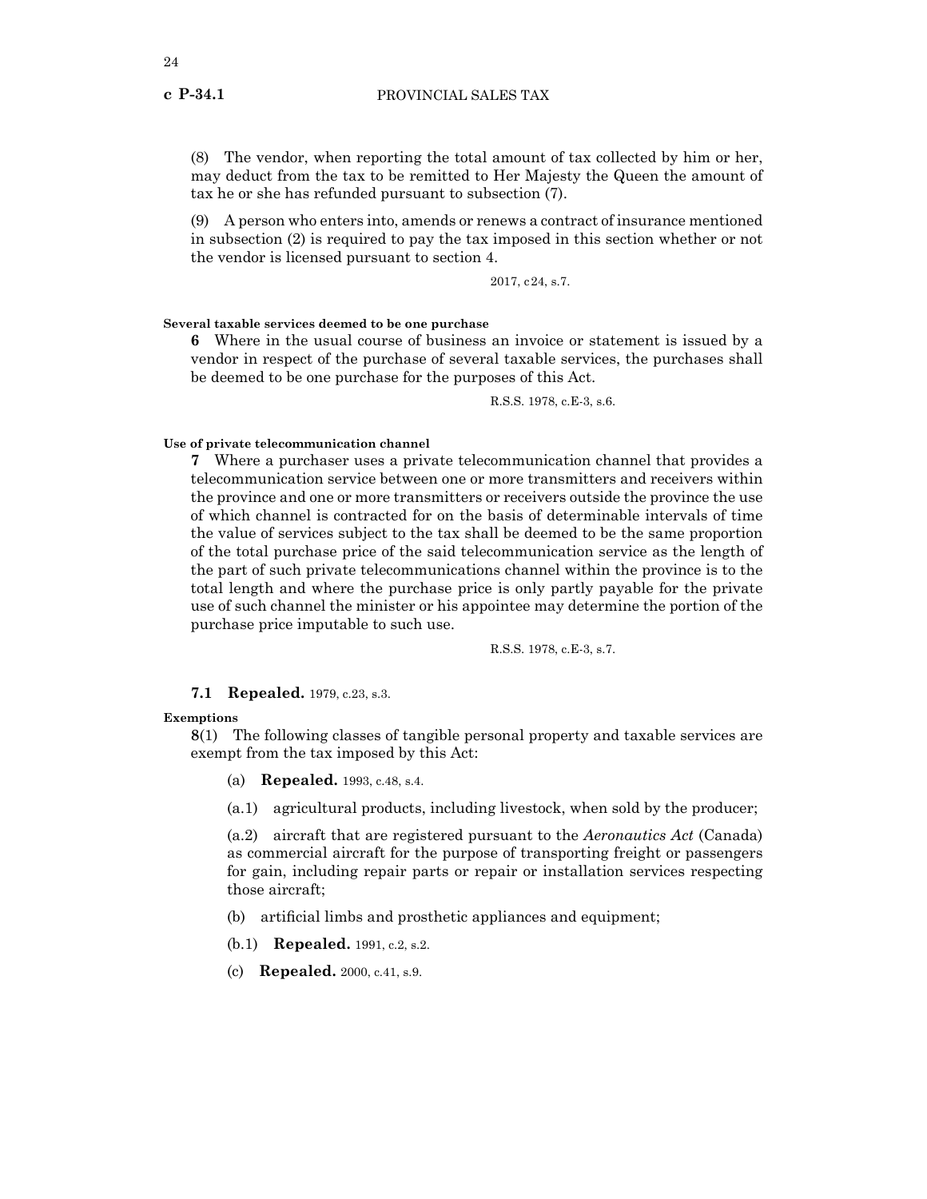(8) The vendor, when reporting the total amount of tax collected by him or her, may deduct from the tax to be remitted to Her Majesty the Queen the amount of tax he or she has refunded pursuant to subsection (7).

(9) A person who enters into, amends or renews a contract of insurance mentioned in subsection (2) is required to pay the tax imposed in this section whether or not the vendor is licensed pursuant to section 4.

2017, c24, s.7.

**Several taxable services deemed to be one purchase**

**6** Where in the usual course of business an invoice or statement is issued by a vendor in respect of the purchase of several taxable services, the purchases shall be deemed to be one purchase for the purposes of this Act.

R.S.S. 1978, c.E-3, s.6.

**Use of private telecommunication channel**

**7** Where a purchaser uses a private telecommunication channel that provides a telecommunication service between one or more transmitters and receivers within the province and one or more transmitters or receivers outside the province the use of which channel is contracted for on the basis of determinable intervals of time the value of services subject to the tax shall be deemed to be the same proportion of the total purchase price of the said telecommunication service as the length of the part of such private telecommunications channel within the province is to the total length and where the purchase price is only partly payable for the private use of such channel the minister or his appointee may determine the portion of the purchase price imputable to such use.

R.S.S. 1978, c.E-3, s.7.

**7.1** **Repealed.** 1979, c.23, s.3.

**Exemptions**

**8**(1) The following classes of tangible personal property and taxable services are exempt from the tax imposed by this Act:

(a) **Repealed.** 1993, c.48, s.4.

(a.1) agricultural products, including livestock, when sold by the producer;

(a.2) aircraft that are registered pursuant to the *Aeronautics Act* (Canada) as commercial aircraft for the purpose of transporting freight or passengers for gain, including repair parts or repair or installation services respecting those aircraft;

(b) artificial limbs and prosthetic appliances and equipment;

(b.1) **Repealed.** 1991, c.2, s.2.

(c) **Repealed.** 2000, c.41, s.9.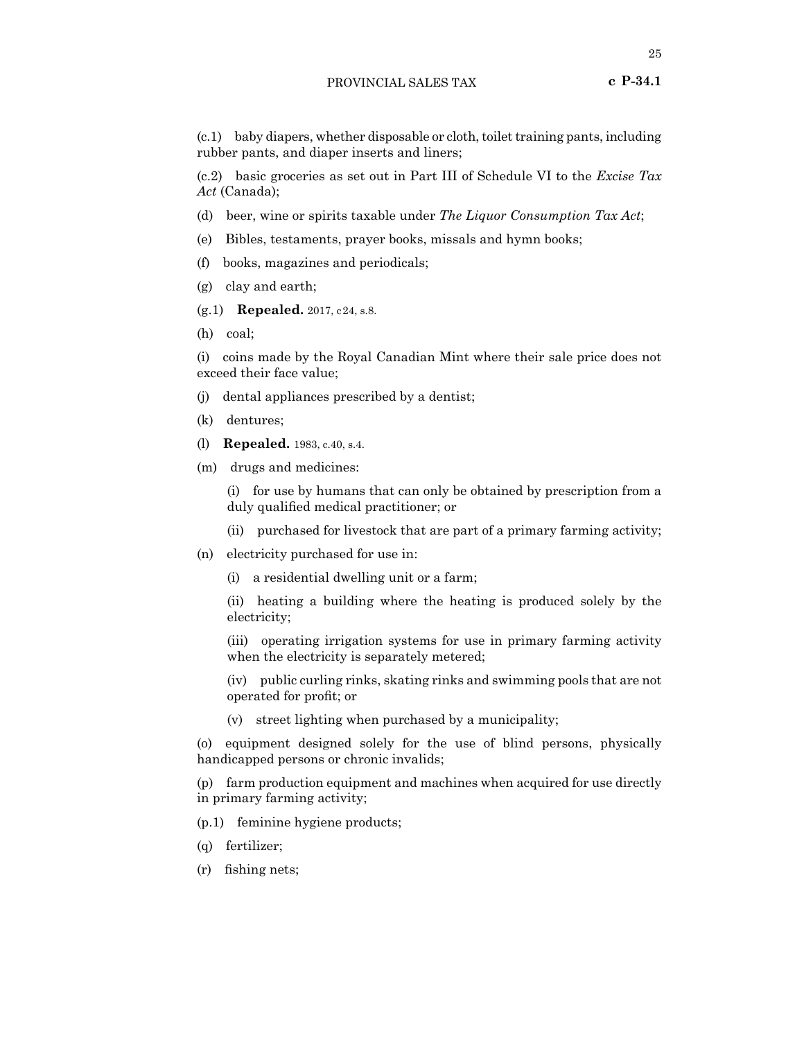(c.1) baby diapers, whether disposable or cloth, toilet training pants, including rubber pants, and diaper inserts and liners;

(c.2) basic groceries as set out in Part III of Schedule VI to the *Excise Tax Act* (Canada);

(d) beer, wine or spirits taxable under *The Liquor Consumption Tax Act*;

(e) Bibles, testaments, prayer books, missals and hymn books;

(f) books, magazines and periodicals;

(g) clay and earth;

(g.1) **Repealed.** 2017, c24, s.8.

(h) coal;

(i) coins made by the Royal Canadian Mint where their sale price does not exceed their face value;

(j) dental appliances prescribed by a dentist;

(k) dentures;

(l) **Repealed.** 1983, c.40, s.4.

(m) drugs and medicines:

(i) for use by humans that can only be obtained by prescription from a duly qualified medical practitioner; or

(ii) purchased for livestock that are part of a primary farming activity;

(n) electricity purchased for use in:

(i) a residential dwelling unit or a farm;

(ii) heating a building where the heating is produced solely by the electricity;

(iii) operating irrigation systems for use in primary farming activity when the electricity is separately metered;

(iv) public curling rinks, skating rinks and swimming pools that are not operated for profit; or

(v) street lighting when purchased by a municipality;

(o) equipment designed solely for the use of blind persons, physically handicapped persons or chronic invalids;

(p) farm production equipment and machines when acquired for use directly in primary farming activity;

(p.1) feminine hygiene products;

(q) fertilizer;

(r) fishing nets;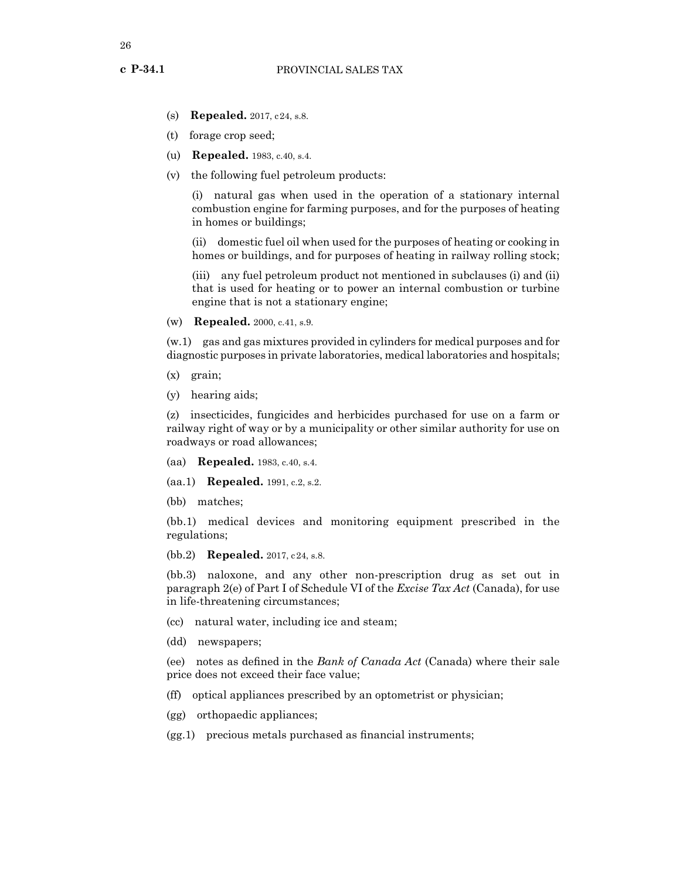(s) **Repealed.** 2017, c24, s.8.

(t) forage crop seed;

(u) **Repealed.** 1983, c.40, s.4.

(v) the following fuel petroleum products:

(i) natural gas when used in the operation of a stationary internal combustion engine for farming purposes, and for the purposes of heating in homes or buildings;

(ii) domestic fuel oil when used for the purposes of heating or cooking in homes or buildings, and for purposes of heating in railway rolling stock;

(iii) any fuel petroleum product not mentioned in subclauses (i) and (ii) that is used for heating or to power an internal combustion or turbine engine that is not a stationary engine;

(w) **Repealed.** 2000, c.41, s.9.

(w.1) gas and gas mixtures provided in cylinders for medical purposes and for diagnostic purposes in private laboratories, medical laboratories and hospitals;

(x) grain;

(y) hearing aids;

(z) insecticides, fungicides and herbicides purchased for use on a farm or railway right of way or by a municipality or other similar authority for use on roadways or road allowances;

(aa) **Repealed.** 1983, c.40, s.4.

(aa.1) **Repealed.** 1991, c.2, s.2.

(bb) matches;

(bb.1) medical devices and monitoring equipment prescribed in the regulations;

(bb.2) **Repealed.** 2017, c24, s.8.

(bb.3) naloxone, and any other non-prescription drug as set out in paragraph 2(e) of Part I of Schedule VI of the *Excise Tax Act* (Canada), for use in life-threatening circumstances;

(cc) natural water, including ice and steam;

(dd) newspapers;

(ee) notes as defined in the *Bank of Canada Act* (Canada) where their sale price does not exceed their face value;

(ff) optical appliances prescribed by an optometrist or physician;

(gg) orthopaedic appliances;

(gg.1) precious metals purchased as financial instruments;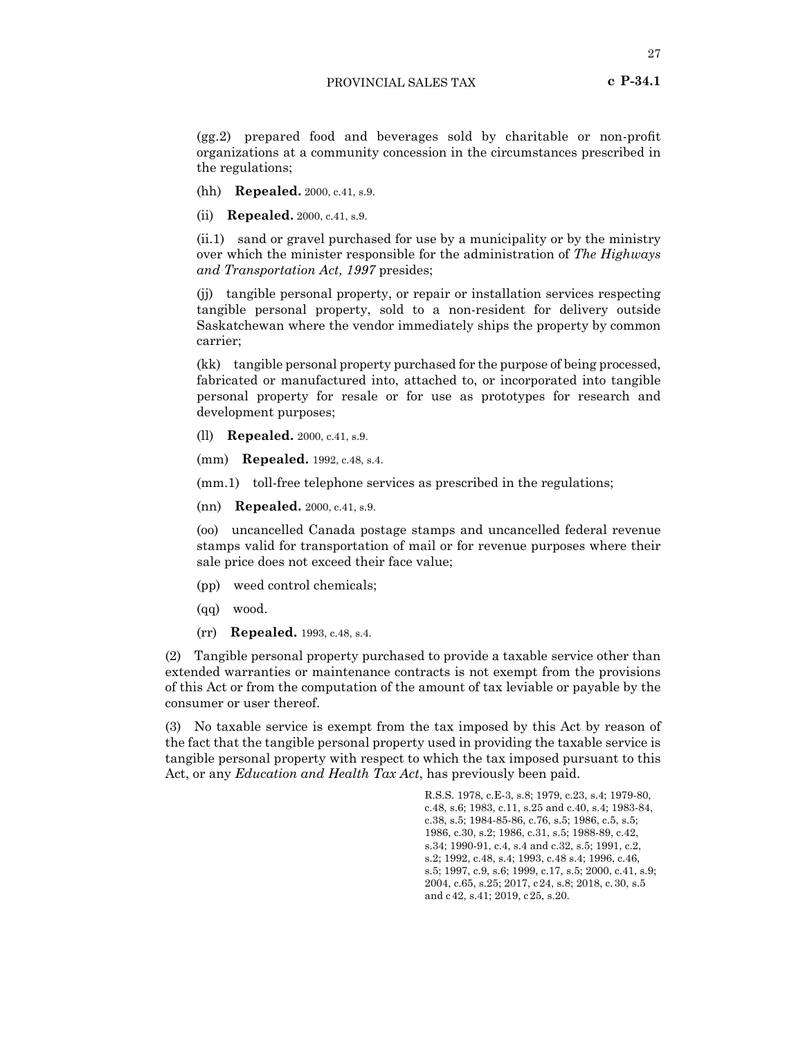(gg.2) prepared food and beverages sold by charitable or non-profit organizations at a community concession in the circumstances prescribed in the regulations;

(hh) **Repealed.** 2000, c.41, s.9.

(ii) **Repealed.** 2000, c.41, s.9.

(ii.1) sand or gravel purchased for use by a municipality or by the ministry over which the minister responsible for the administration of *The Highways and Transportation Act, 1997* presides;

(jj) tangible personal property, or repair or installation services respecting tangible personal property, sold to a non-resident for delivery outside Saskatchewan where the vendor immediately ships the property by common carrier;

(kk) tangible personal property purchased for the purpose of being processed, fabricated or manufactured into, attached to, or incorporated into tangible personal property for resale or for use as prototypes for research and development purposes;

(ll) **Repealed.** 2000, c.41, s.9.

(mm) **Repealed.** 1992, c.48, s.4.

(mm.1) toll-free telephone services as prescribed in the regulations;

(nn) **Repealed.** 2000, c.41, s.9.

(oo) uncancelled Canada postage stamps and uncancelled federal revenue stamps valid for transportation of mail or for revenue purposes where their sale price does not exceed their face value;

(pp) weed control chemicals;

(qq) wood.

(rr) **Repealed.** 1993, c.48, s.4.

(2) Tangible personal property purchased to provide a taxable service other than extended warranties or maintenance contracts is not exempt from the provisions of this Act or from the computation of the amount of tax leviable or payable by the consumer or user thereof.

(3) No taxable service is exempt from the tax imposed by this Act by reason of the fact that the tangible personal property used in providing the taxable service is tangible personal property with respect to which the tax imposed pursuant to this Act, or any *Education and Health Tax Act*, has previously been paid.

R.S.S. 1978, c.E-3, s.8; 1979, c.23, s.4; 1979-80, c.48, s.6; 1983, c.11, s.25 and c.40, s.4; 1983-84, c.38, s.5; 1984-85-86, c.76, s.5; 1986, c.5, s.5; 1986, c.30, s.2; 1986, c.31, s.5; 1988-89, c.42, s.34; 1990-91, c.4, s.4 and c.32, s.5; 1991, c.2, s.2; 1992, c.48, s.4; 1993, c.48 s.4; 1996, c.46, s.5; 1997, c.9, s.6; 1999, c.17, s.5; 2000, c.41, s.9; 2004, c.65, s.25; 2017, c24, s.8; 2018, c.30, s.5 and c42, s.41; 2019, c25, s.20.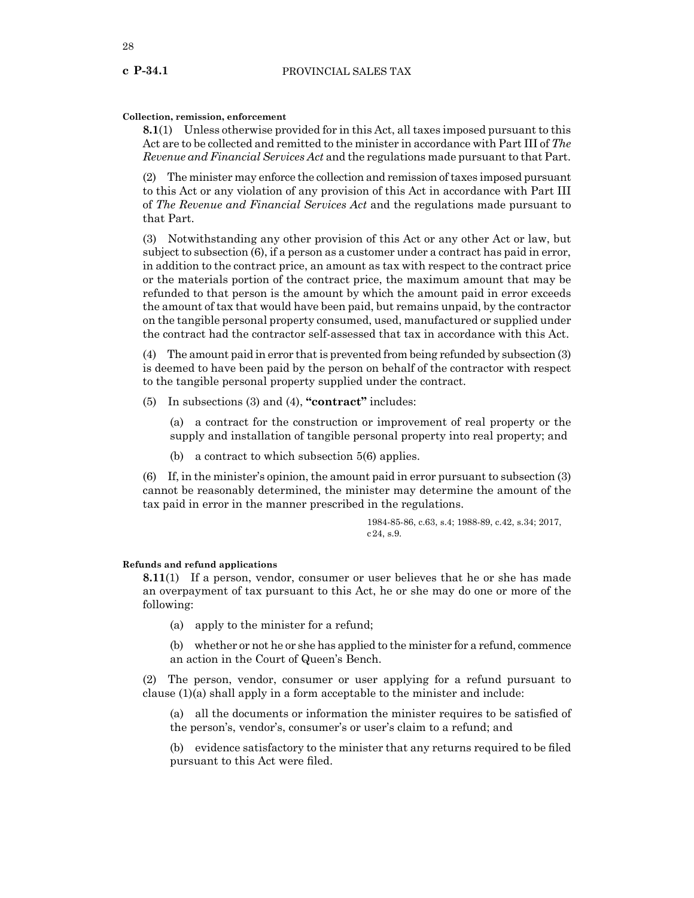**Collection, remission, enforcement**

**8.1**(1) Unless otherwise provided for in this Act, all taxes imposed pursuant to this Act are to be collected and remitted to the minister in accordance with Part III of *The Revenue and Financial Services Act* and the regulations made pursuant to that Part.

(2) The minister may enforce the collection and remission of taxes imposed pursuant to this Act or any violation of any provision of this Act in accordance with Part III of *The Revenue and Financial Services Act* and the regulations made pursuant to that Part.

(3) Notwithstanding any other provision of this Act or any other Act or law, but subject to subsection (6), if a person as a customer under a contract has paid in error, in addition to the contract price, an amount as tax with respect to the contract price or the materials portion of the contract price, the maximum amount that may be refunded to that person is the amount by which the amount paid in error exceeds the amount of tax that would have been paid, but remains unpaid, by the contractor on the tangible personal property consumed, used, manufactured or supplied under the contract had the contractor self-assessed that tax in accordance with this Act.

(4) The amount paid in error that is prevented from being refunded by subsection (3) is deemed to have been paid by the person on behalf of the contractor with respect to the tangible personal property supplied under the contract.

(5) In subsections (3) and (4), **"contract"** includes:

(a) a contract for the construction or improvement of real property or the supply and installation of tangible personal property into real property; and

(b) a contract to which subsection 5(6) applies.

(6) If, in the minister's opinion, the amount paid in error pursuant to subsection (3) cannot be reasonably determined, the minister may determine the amount of the tax paid in error in the manner prescribed in the regulations.

1984-85-86, c.63, s.4; 1988-89, c.42, s.34; 2017, c24, s.9.

**Refunds and refund applications**

**8.11**(1) If a person, vendor, consumer or user believes that he or she has made an overpayment of tax pursuant to this Act, he or she may do one or more of the following:

(a) apply to the minister for a refund;

(b) whether or not he or she has applied to the minister for a refund, commence an action in the Court of Queen's Bench.

(2) The person, vendor, consumer or user applying for a refund pursuant to clause (1)(a) shall apply in a form acceptable to the minister and include:

(a) all the documents or information the minister requires to be satisfied of the person's, vendor's, consumer's or user's claim to a refund; and

(b) evidence satisfactory to the minister that any returns required to be filed pursuant to this Act were filed.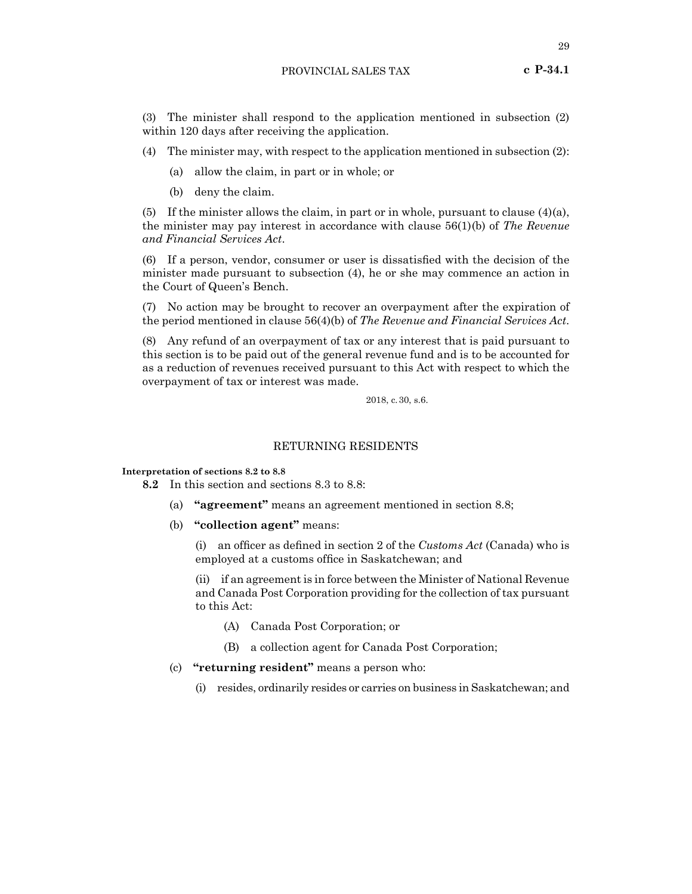(3) The minister shall respond to the application mentioned in subsection (2) within 120 days after receiving the application.

(4) The minister may, with respect to the application mentioned in subsection (2):

(a) allow the claim, in part or in whole; or

(b) deny the claim.

(5) If the minister allows the claim, in part or in whole, pursuant to clause (4)(a), the minister may pay interest in accordance with clause 56(1)(b) of *The Revenue and Financial Services Act*.

(6) If a person, vendor, consumer or user is dissatisfied with the decision of the minister made pursuant to subsection (4), he or she may commence an action in the Court of Queen's Bench.

(7) No action may be brought to recover an overpayment after the expiration of the period mentioned in clause 56(4)(b) of *The Revenue and Financial Services Act*.

(8) Any refund of an overpayment of tax or any interest that is paid pursuant to this section is to be paid out of the general revenue fund and is to be accounted for as a reduction of revenues received pursuant to this Act with respect to which the overpayment of tax or interest was made.

2018, c.30, s.6.

## RETURNING RESIDENTS

**Interpretation of sections 8.2 to 8.8**

**8.2** In this section and sections 8.3 to 8.8:

(a) **"agreement"** means an agreement mentioned in section 8.8;

(b) **"collection agent"** means:

(i) an officer as defined in section 2 of the *Customs Act* (Canada) who is employed at a customs office in Saskatchewan; and

(ii) if an agreement is in force between the Minister of National Revenue and Canada Post Corporation providing for the collection of tax pursuant to this Act:

(A) Canada Post Corporation; or

(B) a collection agent for Canada Post Corporation;

(c) **"returning resident"** means a person who:

(i) resides, ordinarily resides or carries on business in Saskatchewan; and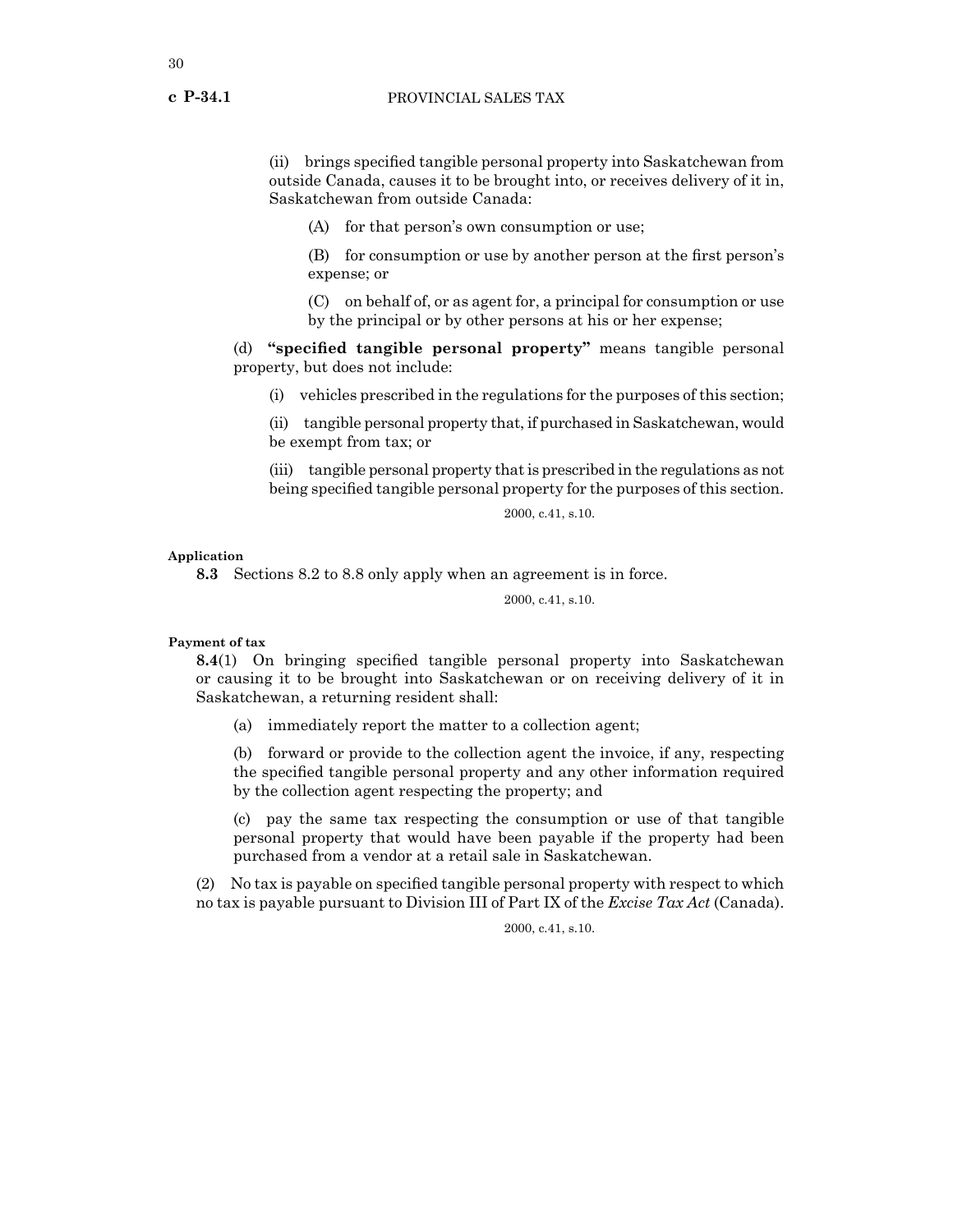(ii) brings specified tangible personal property into Saskatchewan from outside Canada, causes it to be brought into, or receives delivery of it in, Saskatchewan from outside Canada:

(A) for that person's own consumption or use;

(B) for consumption or use by another person at the first person's expense; or

(C) on behalf of, or as agent for, a principal for consumption or use by the principal or by other persons at his or her expense;

(d) **"specified tangible personal property"** means tangible personal property, but does not include:

(i) vehicles prescribed in the regulations for the purposes of this section;

(ii) tangible personal property that, if purchased in Saskatchewan, would be exempt from tax; or

(iii) tangible personal property that is prescribed in the regulations as not being specified tangible personal property for the purposes of this section.

2000, c.41, s.10.

**Application**

**8.3** Sections 8.2 to 8.8 only apply when an agreement is in force.

2000, c.41, s.10.

**Payment of tax**

**8.4**(1) On bringing specified tangible personal property into Saskatchewan or causing it to be brought into Saskatchewan or on receiving delivery of it in Saskatchewan, a returning resident shall:

(a) immediately report the matter to a collection agent;

(b) forward or provide to the collection agent the invoice, if any, respecting the specified tangible personal property and any other information required by the collection agent respecting the property; and

(c) pay the same tax respecting the consumption or use of that tangible personal property that would have been payable if the property had been purchased from a vendor at a retail sale in Saskatchewan.

(2) No tax is payable on specified tangible personal property with respect to which no tax is payable pursuant to Division III of Part IX of the *Excise Tax Act* (Canada).

2000, c.41, s.10.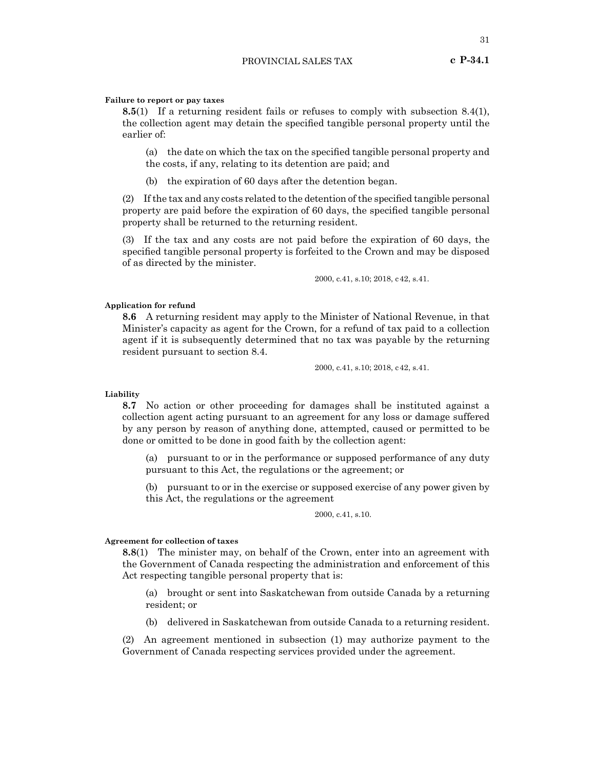**Failure to report or pay taxes**

**8.5**(1) If a returning resident fails or refuses to comply with subsection 8.4(1), the collection agent may detain the specified tangible personal property until the earlier of:

(a) the date on which the tax on the specified tangible personal property and the costs, if any, relating to its detention are paid; and

(b) the expiration of 60 days after the detention began.

(2) If the tax and any costs related to the detention of the specified tangible personal property are paid before the expiration of 60 days, the specified tangible personal property shall be returned to the returning resident.

(3) If the tax and any costs are not paid before the expiration of 60 days, the specified tangible personal property is forfeited to the Crown and may be disposed of as directed by the minister.

2000, c.41, s.10; 2018, c42, s.41.

**Application for refund**

**8.6** A returning resident may apply to the Minister of National Revenue, in that Minister's capacity as agent for the Crown, for a refund of tax paid to a collection agent if it is subsequently determined that no tax was payable by the returning resident pursuant to section 8.4.

2000, c.41, s.10; 2018, c42, s.41.

**Liability**

**8.7** No action or other proceeding for damages shall be instituted against a collection agent acting pursuant to an agreement for any loss or damage suffered by any person by reason of anything done, attempted, caused or permitted to be done or omitted to be done in good faith by the collection agent:

(a) pursuant to or in the performance or supposed performance of any duty pursuant to this Act, the regulations or the agreement; or

(b) pursuant to or in the exercise or supposed exercise of any power given by this Act, the regulations or the agreement

2000, c.41, s.10.

**Agreement for collection of taxes**

**8.8**(1) The minister may, on behalf of the Crown, enter into an agreement with the Government of Canada respecting the administration and enforcement of this Act respecting tangible personal property that is:

(a) brought or sent into Saskatchewan from outside Canada by a returning resident; or

(b) delivered in Saskatchewan from outside Canada to a returning resident.

(2) An agreement mentioned in subsection (1) may authorize payment to the Government of Canada respecting services provided under the agreement.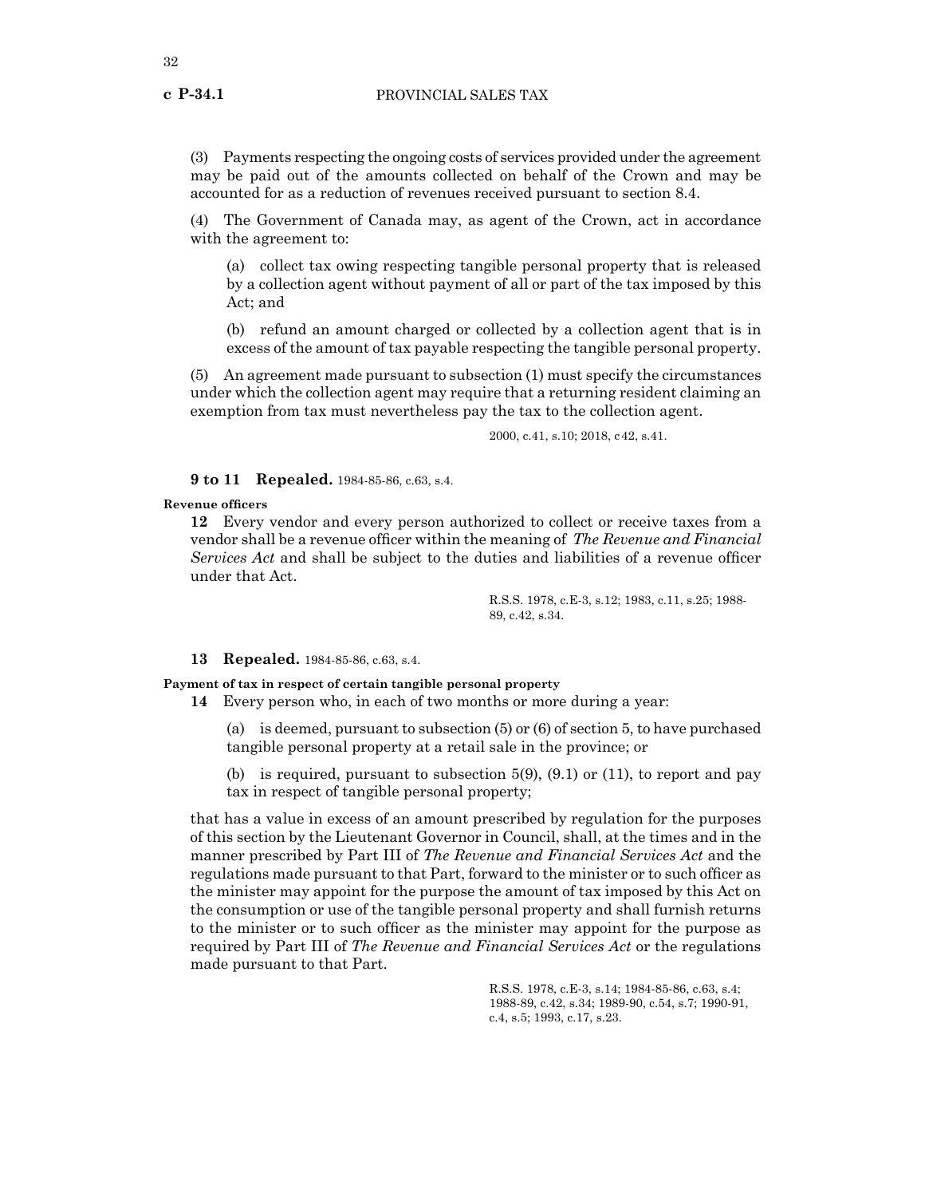(3) Payments respecting the ongoing costs of services provided under the agreement may be paid out of the amounts collected on behalf of the Crown and may be accounted for as a reduction of revenues received pursuant to section 8.4.

(4) The Government of Canada may, as agent of the Crown, act in accordance with the agreement to:

(a) collect tax owing respecting tangible personal property that is released by a collection agent without payment of all or part of the tax imposed by this Act; and

(b) refund an amount charged or collected by a collection agent that is in excess of the amount of tax payable respecting the tangible personal property.

(5) An agreement made pursuant to subsection (1) must specify the circumstances under which the collection agent may require that a returning resident claiming an exemption from tax must nevertheless pay the tax to the collection agent.

2000, c.41, s.10; 2018, c42, s.41.

**9 to 11 Repealed.** 1984-85-86, c.63, s.4.

**Revenue officers**

**12** Every vendor and every person authorized to collect or receive taxes from a vendor shall be a revenue officer within the meaning of *The Revenue and Financial Services Act* and shall be subject to the duties and liabilities of a revenue officer under that Act.

R.S.S. 1978, c.E-3, s.12; 1983, c.11, s.25; 1988-89, c.42, s.34.

**13 Repealed.** 1984-85-86, c.63, s.4.

**Payment of tax in respect of certain tangible personal property**

**14** Every person who, in each of two months or more during a year:

(a) is deemed, pursuant to subsection (5) or (6) of section 5, to have purchased tangible personal property at a retail sale in the province; or

(b) is required, pursuant to subsection 5(9), (9.1) or (11), to report and pay tax in respect of tangible personal property;

that has a value in excess of an amount prescribed by regulation for the purposes of this section by the Lieutenant Governor in Council, shall, at the times and in the manner prescribed by Part III of *The Revenue and Financial Services Act* and the regulations made pursuant to that Part, forward to the minister or to such officer as the minister may appoint for the purpose the amount of tax imposed by this Act on the consumption or use of the tangible personal property and shall furnish returns to the minister or to such officer as the minister may appoint for the purpose as required by Part III of *The Revenue and Financial Services Act* or the regulations made pursuant to that Part.

R.S.S. 1978, c.E-3, s.14; 1984-85-86, c.63, s.4; 1988-89, c.42, s.34; 1989-90, c.54, s.7; 1990-91, c.4, s.5; 1993, c.17, s.23.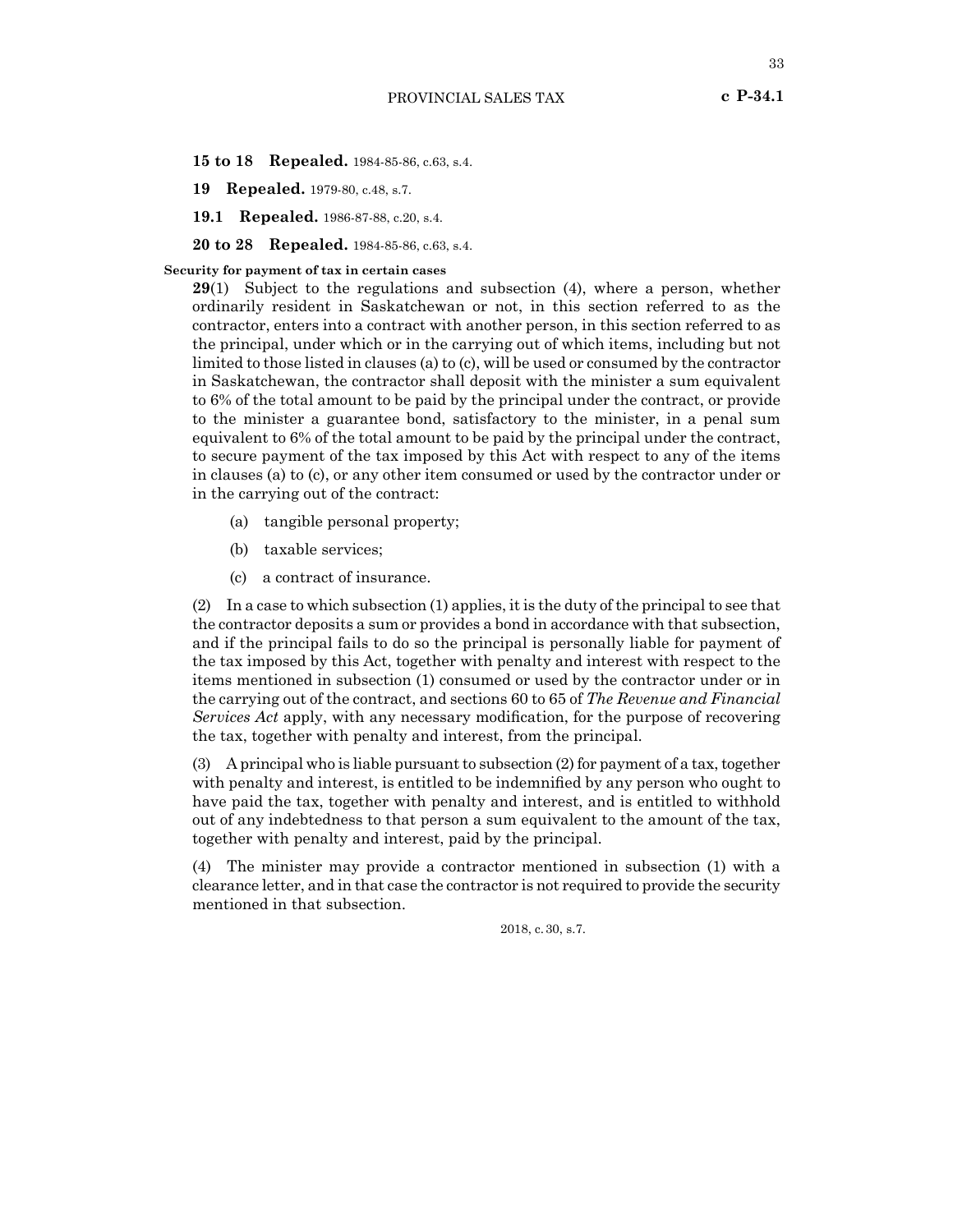**15 to 18 Repealed.** 1984-85-86, c.63, s.4.

**19 Repealed.** 1979-80, c.48, s.7.

**19.1 Repealed.** 1986-87-88, c.20, s.4.

**20 to 28 Repealed.** 1984-85-86, c.63, s.4.

**Security for payment of tax in certain cases**

**29**(1) Subject to the regulations and subsection (4), where a person, whether ordinarily resident in Saskatchewan or not, in this section referred to as the contractor, enters into a contract with another person, in this section referred to as the principal, under which or in the carrying out of which items, including but not limited to those listed in clauses (a) to (c), will be used or consumed by the contractor in Saskatchewan, the contractor shall deposit with the minister a sum equivalent to 6% of the total amount to be paid by the principal under the contract, or provide to the minister a guarantee bond, satisfactory to the minister, in a penal sum equivalent to 6% of the total amount to be paid by the principal under the contract, to secure payment of the tax imposed by this Act with respect to any of the items in clauses (a) to (c), or any other item consumed or used by the contractor under or in the carrying out of the contract:

(a) tangible personal property;

(b) taxable services;

(c) a contract of insurance.

(2) In a case to which subsection (1) applies, it is the duty of the principal to see that the contractor deposits a sum or provides a bond in accordance with that subsection, and if the principal fails to do so the principal is personally liable for payment of the tax imposed by this Act, together with penalty and interest with respect to the items mentioned in subsection (1) consumed or used by the contractor under or in the carrying out of the contract, and sections 60 to 65 of *The Revenue and Financial Services Act* apply, with any necessary modification, for the purpose of recovering the tax, together with penalty and interest, from the principal.

(3) A principal who is liable pursuant to subsection (2) for payment of a tax, together with penalty and interest, is entitled to be indemnified by any person who ought to have paid the tax, together with penalty and interest, and is entitled to withhold out of any indebtedness to that person a sum equivalent to the amount of the tax, together with penalty and interest, paid by the principal.

(4) The minister may provide a contractor mentioned in subsection (1) with a clearance letter, and in that case the contractor is not required to provide the security mentioned in that subsection.

2018, c.30, s.7.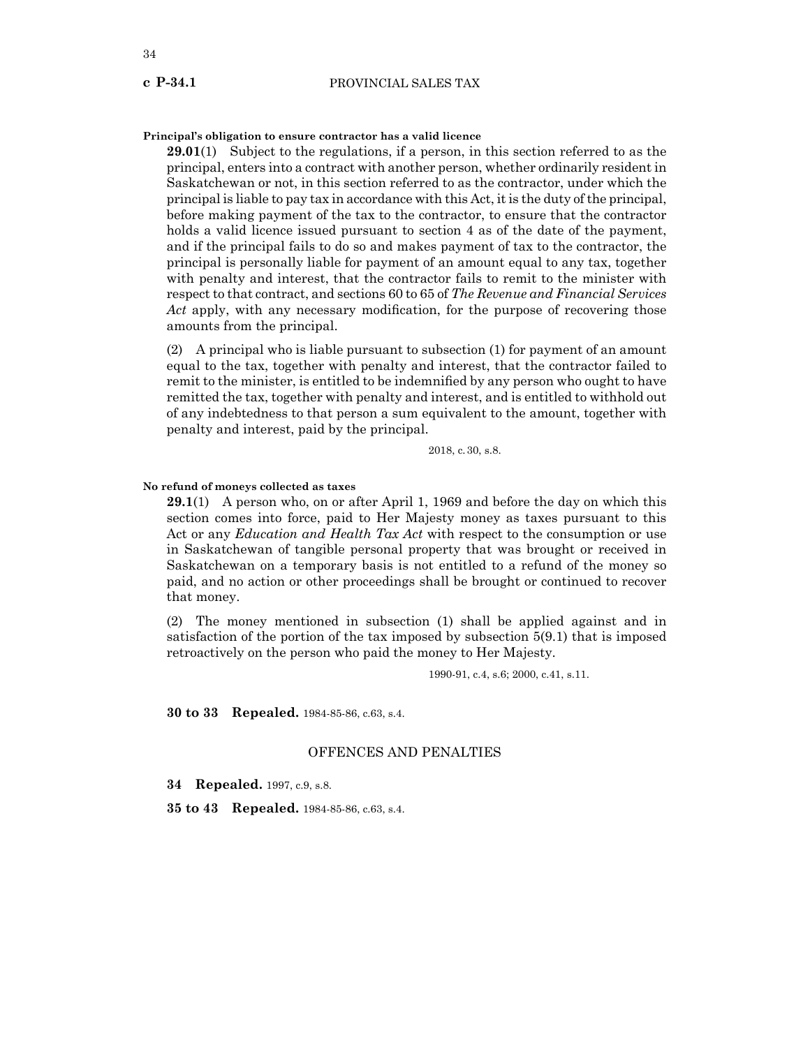**Principal's obligation to ensure contractor has a valid licence**

**29.01**(1) Subject to the regulations, if a person, in this section referred to as the principal, enters into a contract with another person, whether ordinarily resident in Saskatchewan or not, in this section referred to as the contractor, under which the principal is liable to pay tax in accordance with this Act, it is the duty of the principal, before making payment of the tax to the contractor, to ensure that the contractor holds a valid licence issued pursuant to section 4 as of the date of the payment, and if the principal fails to do so and makes payment of tax to the contractor, the principal is personally liable for payment of an amount equal to any tax, together with penalty and interest, that the contractor fails to remit to the minister with respect to that contract, and sections 60 to 65 of *The Revenue and Financial Services Act* apply, with any necessary modification, for the purpose of recovering those amounts from the principal.

(2) A principal who is liable pursuant to subsection (1) for payment of an amount equal to the tax, together with penalty and interest, that the contractor failed to remit to the minister, is entitled to be indemnified by any person who ought to have remitted the tax, together with penalty and interest, and is entitled to withhold out of any indebtedness to that person a sum equivalent to the amount, together with penalty and interest, paid by the principal.

2018, c.30, s.8.

**No refund of moneys collected as taxes**

**29.1**(1) A person who, on or after April 1, 1969 and before the day on which this section comes into force, paid to Her Majesty money as taxes pursuant to this Act or any *Education and Health Tax Act* with respect to the consumption or use in Saskatchewan of tangible personal property that was brought or received in Saskatchewan on a temporary basis is not entitled to a refund of the money so paid, and no action or other proceedings shall be brought or continued to recover that money.

(2) The money mentioned in subsection (1) shall be applied against and in satisfaction of the portion of the tax imposed by subsection 5(9.1) that is imposed retroactively on the person who paid the money to Her Majesty.

1990-91, c.4, s.6; 2000, c.41, s.11.

**30 to 33 Repealed.** 1984-85-86, c.63, s.4.

## OFFENCES AND PENALTIES

**34 Repealed.** 1997, c.9, s.8.

**35 to 43 Repealed.** 1984-85-86, c.63, s.4.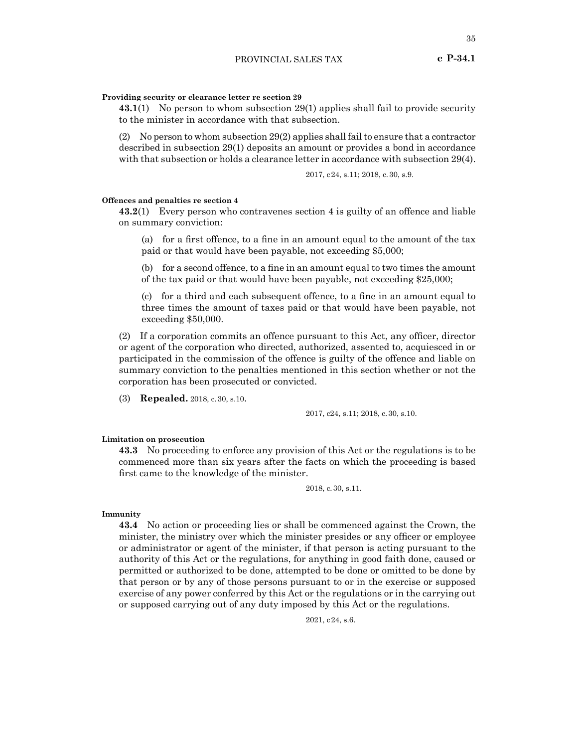**Providing security or clearance letter re section 29**

**43.1**(1) No person to whom subsection 29(1) applies shall fail to provide security to the minister in accordance with that subsection.

(2) No person to whom subsection 29(2) applies shall fail to ensure that a contractor described in subsection 29(1) deposits an amount or provides a bond in accordance with that subsection or holds a clearance letter in accordance with subsection 29(4).

2017, c24, s.11; 2018, c.30, s.9.

**Offences and penalties re section 4**

**43.2**(1) Every person who contravenes section 4 is guilty of an offence and liable on summary conviction:

(a) for a first offence, to a fine in an amount equal to the amount of the tax paid or that would have been payable, not exceeding $5,000;

(b) for a second offence, to a fine in an amount equal to two times the amount of the tax paid or that would have been payable, not exceeding $25,000;

(c) for a third and each subsequent offence, to a fine in an amount equal to three times the amount of taxes paid or that would have been payable, not exceeding $50,000.

(2) If a corporation commits an offence pursuant to this Act, any officer, director or agent of the corporation who directed, authorized, assented to, acquiesced in or participated in the commission of the offence is guilty of the offence and liable on summary conviction to the penalties mentioned in this section whether or not the corporation has been prosecuted or convicted.

(3) **Repealed.** 2018, c.30, s.10.

2017, c24, s.11; 2018, c.30, s.10.

**Limitation on prosecution**

**43.3** No proceeding to enforce any provision of this Act or the regulations is to be commenced more than six years after the facts on which the proceeding is based first came to the knowledge of the minister.

2018, c.30, s.11.

**Immunity**

**43.4** No action or proceeding lies or shall be commenced against the Crown, the minister, the ministry over which the minister presides or any officer or employee or administrator or agent of the minister, if that person is acting pursuant to the authority of this Act or the regulations, for anything in good faith done, caused or permitted or authorized to be done, attempted to be done or omitted to be done by that person or by any of those persons pursuant to or in the exercise or supposed exercise of any power conferred by this Act or the regulations or in the carrying out or supposed carrying out of any duty imposed by this Act or the regulations.

2021, c24, s.6.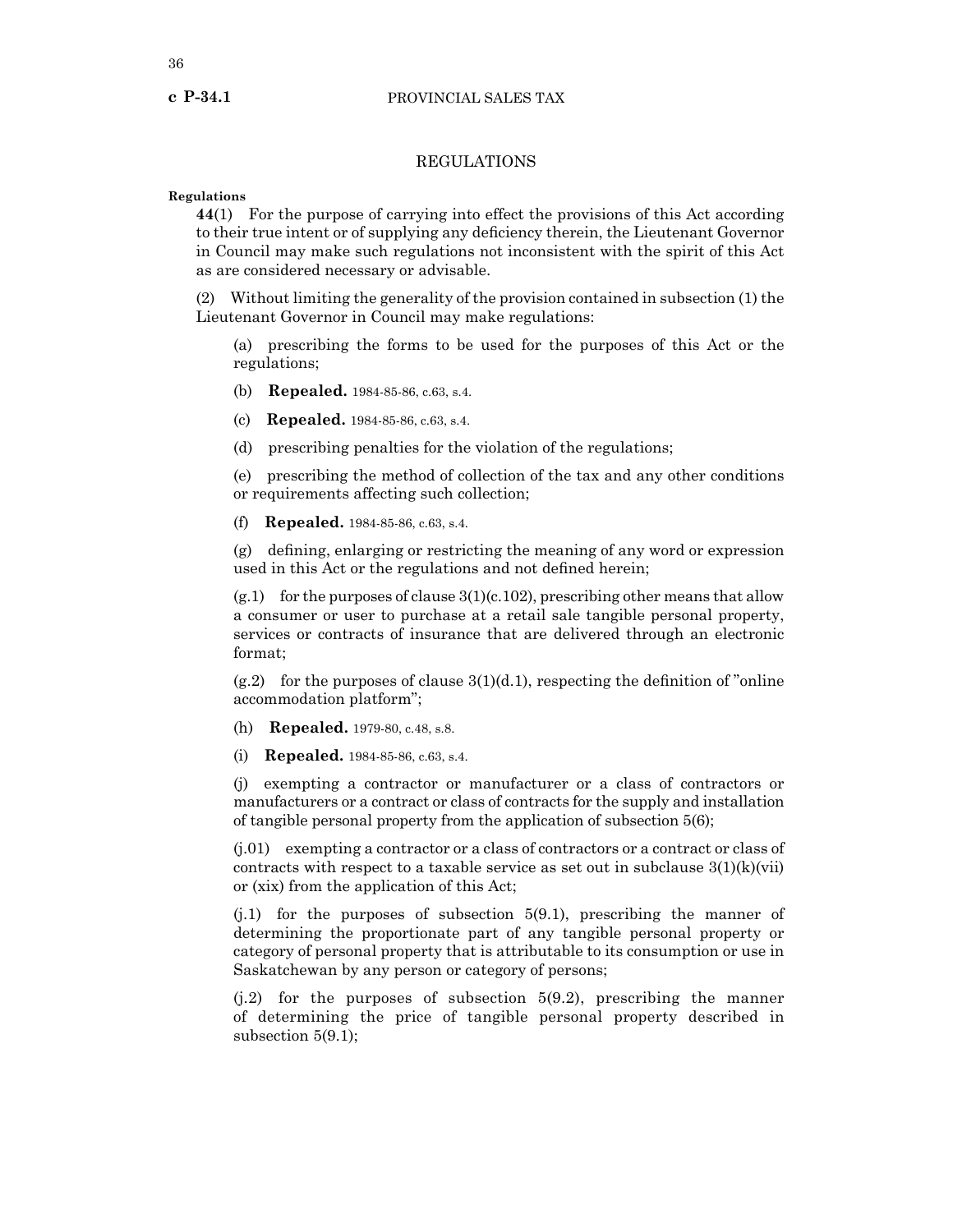## REGULATIONS

**Regulations**

**44**(1) For the purpose of carrying into effect the provisions of this Act according to their true intent or of supplying any deficiency therein, the Lieutenant Governor in Council may make such regulations not inconsistent with the spirit of this Act as are considered necessary or advisable.

(2) Without limiting the generality of the provision contained in subsection (1) the Lieutenant Governor in Council may make regulations:

(a) prescribing the forms to be used for the purposes of this Act or the regulations;

(b) **Repealed.** 1984-85-86, c.63, s.4.

(c) **Repealed.** 1984-85-86, c.63, s.4.

(d) prescribing penalties for the violation of the regulations;

(e) prescribing the method of collection of the tax and any other conditions or requirements affecting such collection;

(f) **Repealed.** 1984-85-86, c.63, s.4.

(g) defining, enlarging or restricting the meaning of any word or expression used in this Act or the regulations and not defined herein;

(g.1) for the purposes of clause 3(1)(c.102), prescribing other means that allow a consumer or user to purchase at a retail sale tangible personal property, services or contracts of insurance that are delivered through an electronic format;

(g.2) for the purposes of clause 3(1)(d.1), respecting the definition of "online accommodation platform";

(h) **Repealed.** 1979-80, c.48, s.8.

(i) **Repealed.** 1984-85-86, c.63, s.4.

(j) exempting a contractor or manufacturer or a class of contractors or manufacturers or a contract or class of contracts for the supply and installation of tangible personal property from the application of subsection 5(6);

(j.01) exempting a contractor or a class of contractors or a contract or class of contracts with respect to a taxable service as set out in subclause 3(1)(k)(vii) or (xix) from the application of this Act;

(j.1) for the purposes of subsection 5(9.1), prescribing the manner of determining the proportionate part of any tangible personal property or category of personal property that is attributable to its consumption or use in Saskatchewan by any person or category of persons;

(j.2) for the purposes of subsection 5(9.2), prescribing the manner of determining the price of tangible personal property described in subsection 5(9.1);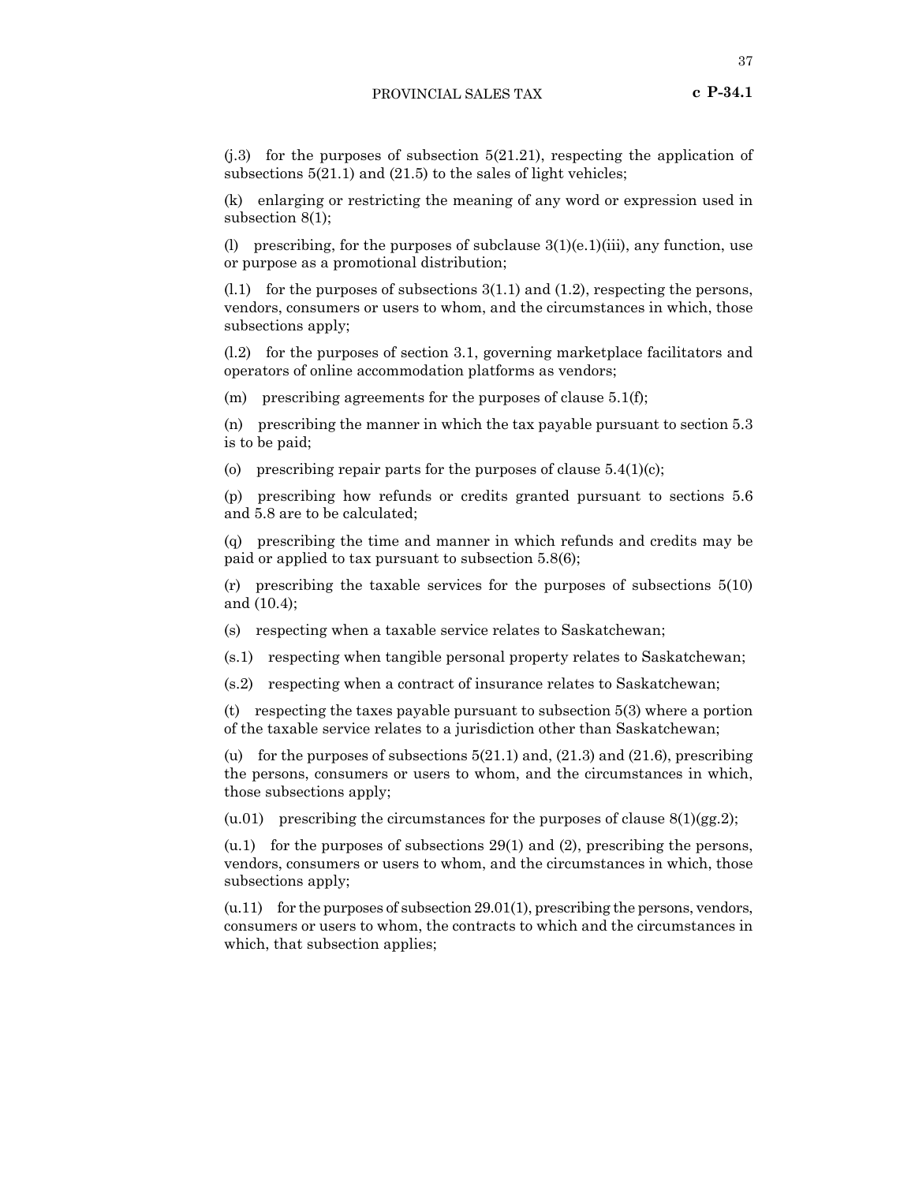(j.3) for the purposes of subsection 5(21.21), respecting the application of subsections 5(21.1) and (21.5) to the sales of light vehicles;

(k) enlarging or restricting the meaning of any word or expression used in subsection 8(1);

(l) prescribing, for the purposes of subclause 3(1)(e.1)(iii), any function, use or purpose as a promotional distribution;

(l.1) for the purposes of subsections 3(1.1) and (1.2), respecting the persons, vendors, consumers or users to whom, and the circumstances in which, those subsections apply;

(l.2) for the purposes of section 3.1, governing marketplace facilitators and operators of online accommodation platforms as vendors;

(m) prescribing agreements for the purposes of clause 5.1(f);

(n) prescribing the manner in which the tax payable pursuant to section 5.3 is to be paid;

(o) prescribing repair parts for the purposes of clause 5.4(1)(c);

(p) prescribing how refunds or credits granted pursuant to sections 5.6 and 5.8 are to be calculated;

(q) prescribing the time and manner in which refunds and credits may be paid or applied to tax pursuant to subsection 5.8(6);

(r) prescribing the taxable services for the purposes of subsections 5(10) and (10.4);

(s) respecting when a taxable service relates to Saskatchewan;

(s.1) respecting when tangible personal property relates to Saskatchewan;

(s.2) respecting when a contract of insurance relates to Saskatchewan;

(t) respecting the taxes payable pursuant to subsection 5(3) where a portion of the taxable service relates to a jurisdiction other than Saskatchewan;

(u) for the purposes of subsections 5(21.1) and, (21.3) and (21.6), prescribing the persons, consumers or users to whom, and the circumstances in which, those subsections apply;

(u.01) prescribing the circumstances for the purposes of clause 8(1)(gg.2);

(u.1) for the purposes of subsections 29(1) and (2), prescribing the persons, vendors, consumers or users to whom, and the circumstances in which, those subsections apply;

(u.11) for the purposes of subsection 29.01(1), prescribing the persons, vendors, consumers or users to whom, the contracts to which and the circumstances in which, that subsection applies;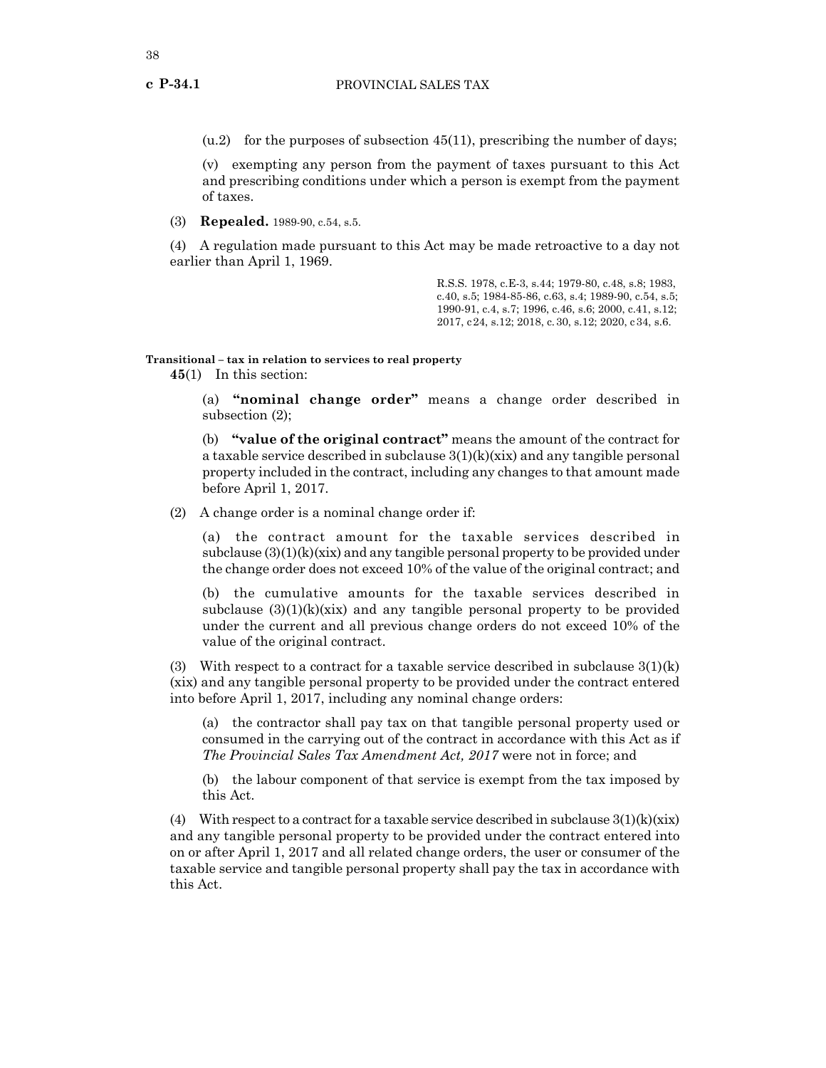(u.2) for the purposes of subsection 45(11), prescribing the number of days;

(v) exempting any person from the payment of taxes pursuant to this Act and prescribing conditions under which a person is exempt from the payment of taxes.

(3) **Repealed.** 1989-90, c.54, s.5.

(4) A regulation made pursuant to this Act may be made retroactive to a day not earlier than April 1, 1969.

R.S.S. 1978, c.E-3, s.44; 1979-80, c.48, s.8; 1983, c.40, s.5; 1984-85-86, c.63, s.4; 1989-90, c.54, s.5; 1990-91, c.4, s.7; 1996, c.46, s.6; 2000, c.41, s.12; 2017, c24, s.12; 2018, c.30, s.12; 2020, c34, s.6.

**Transitional – tax in relation to services to real property**

**45**(1) In this section:

(a) **"nominal change order"** means a change order described in subsection (2);

(b) **"value of the original contract"** means the amount of the contract for a taxable service described in subclause 3(1)(k)(xix) and any tangible personal property included in the contract, including any changes to that amount made before April 1, 2017.

(2) A change order is a nominal change order if:

(a) the contract amount for the taxable services described in subclause (3)(1)(k)(xix) and any tangible personal property to be provided under the change order does not exceed 10% of the value of the original contract; and

(b) the cumulative amounts for the taxable services described in subclause (3)(1)(k)(xix) and any tangible personal property to be provided under the current and all previous change orders do not exceed 10% of the value of the original contract.

(3) With respect to a contract for a taxable service described in subclause 3(1)(k)(xix) and any tangible personal property to be provided under the contract entered into before April 1, 2017, including any nominal change orders:

(a) the contractor shall pay tax on that tangible personal property used or consumed in the carrying out of the contract in accordance with this Act as if *The Provincial Sales Tax Amendment Act, 2017* were not in force; and

(b) the labour component of that service is exempt from the tax imposed by this Act.

(4) With respect to a contract for a taxable service described in subclause 3(1)(k)(xix) and any tangible personal property to be provided under the contract entered into on or after April 1, 2017 and all related change orders, the user or consumer of the taxable service and tangible personal property shall pay the tax in accordance with this Act.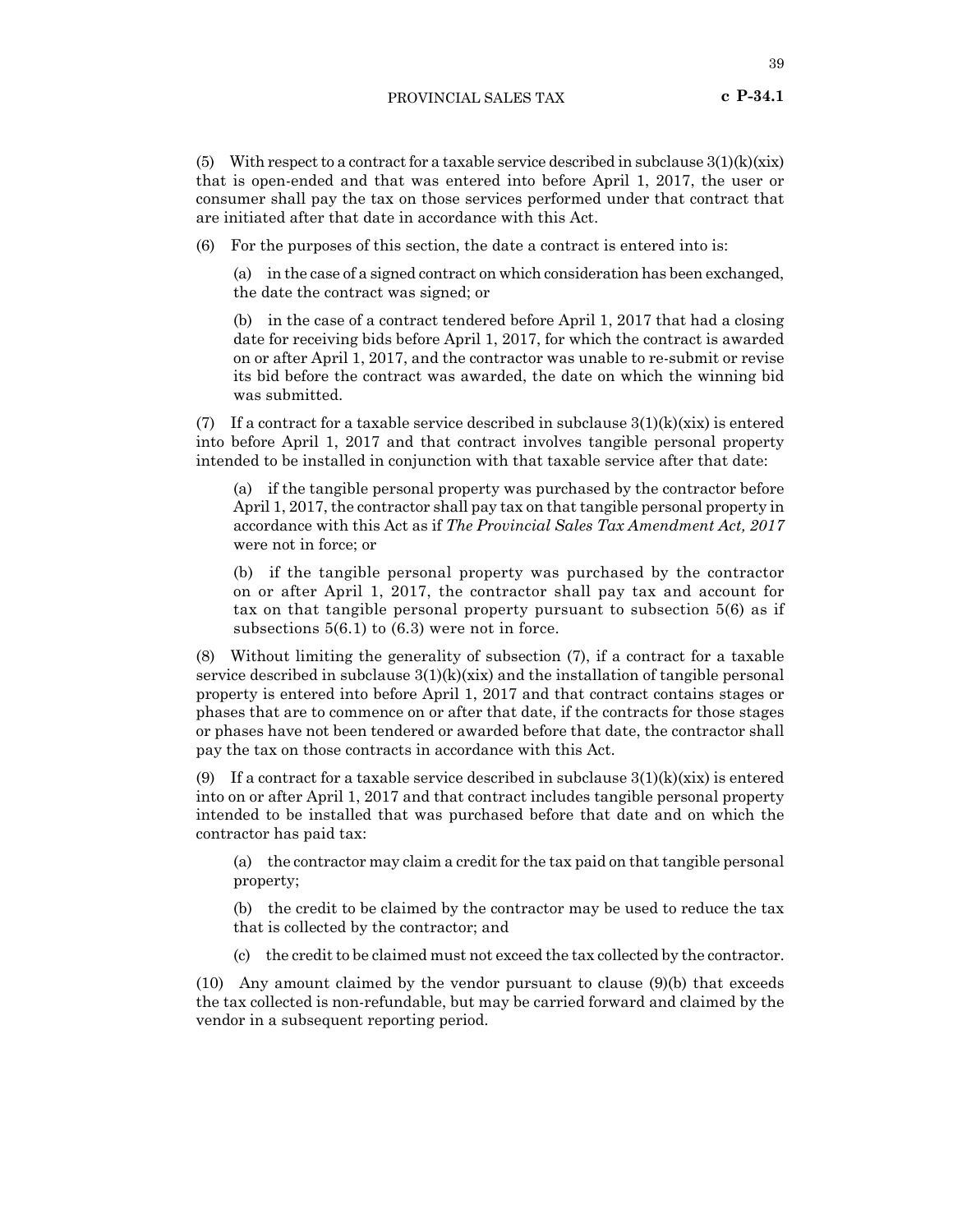(5) With respect to a contract for a taxable service described in subclause 3(1)(k)(xix) that is open-ended and that was entered into before April 1, 2017, the user or consumer shall pay the tax on those services performed under that contract that are initiated after that date in accordance with this Act.

(6) For the purposes of this section, the date a contract is entered into is:

(a) in the case of a signed contract on which consideration has been exchanged, the date the contract was signed; or

(b) in the case of a contract tendered before April 1, 2017 that had a closing date for receiving bids before April 1, 2017, for which the contract is awarded on or after April 1, 2017, and the contractor was unable to re-submit or revise its bid before the contract was awarded, the date on which the winning bid was submitted.

(7) If a contract for a taxable service described in subclause 3(1)(k)(xix) is entered into before April 1, 2017 and that contract involves tangible personal property intended to be installed in conjunction with that taxable service after that date:

(a) if the tangible personal property was purchased by the contractor before April 1, 2017, the contractor shall pay tax on that tangible personal property in accordance with this Act as if *The Provincial Sales Tax Amendment Act, 2017* were not in force; or

(b) if the tangible personal property was purchased by the contractor on or after April 1, 2017, the contractor shall pay tax and account for tax on that tangible personal property pursuant to subsection 5(6) as if subsections 5(6.1) to (6.3) were not in force.

(8) Without limiting the generality of subsection (7), if a contract for a taxable service described in subclause 3(1)(k)(xix) and the installation of tangible personal property is entered into before April 1, 2017 and that contract contains stages or phases that are to commence on or after that date, if the contracts for those stages or phases have not been tendered or awarded before that date, the contractor shall pay the tax on those contracts in accordance with this Act.

(9) If a contract for a taxable service described in subclause 3(1)(k)(xix) is entered into on or after April 1, 2017 and that contract includes tangible personal property intended to be installed that was purchased before that date and on which the contractor has paid tax:

(a) the contractor may claim a credit for the tax paid on that tangible personal property;

(b) the credit to be claimed by the contractor may be used to reduce the tax that is collected by the contractor; and

(c) the credit to be claimed must not exceed the tax collected by the contractor.

(10) Any amount claimed by the vendor pursuant to clause (9)(b) that exceeds the tax collected is non-refundable, but may be carried forward and claimed by the vendor in a subsequent reporting period.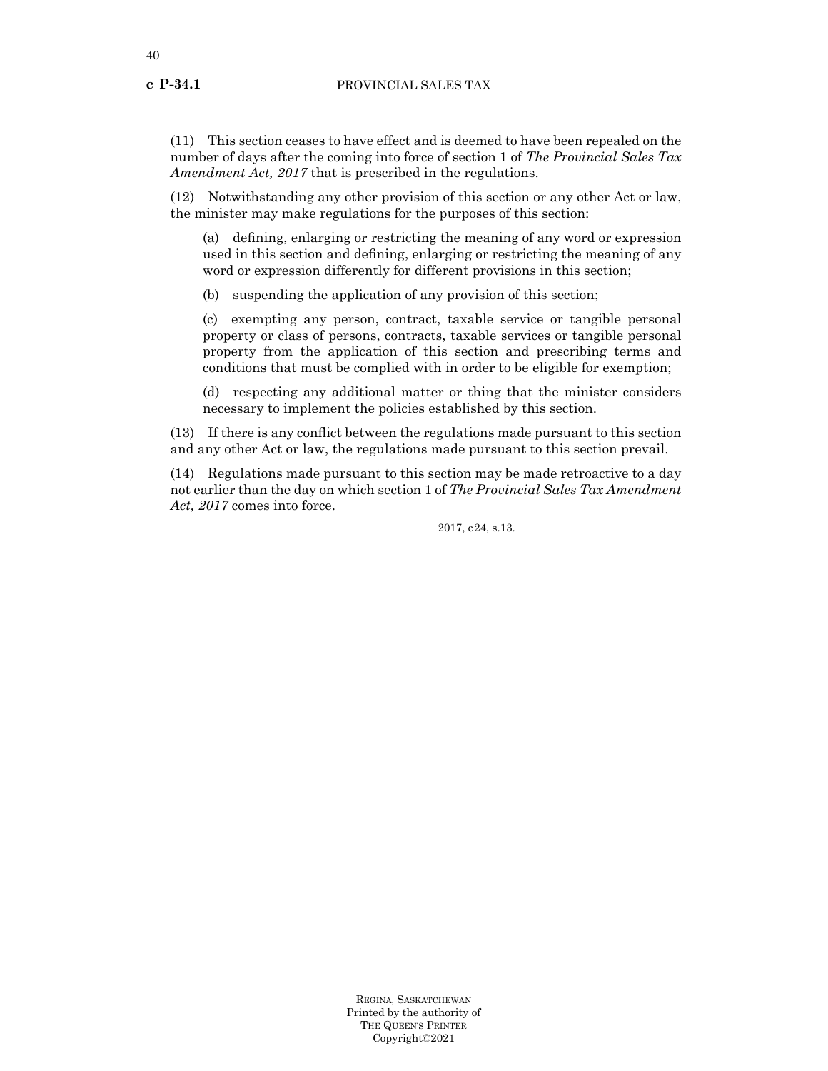(11) This section ceases to have effect and is deemed to have been repealed on the number of days after the coming into force of section 1 of *The Provincial Sales Tax Amendment Act, 2017* that is prescribed in the regulations.

(12) Notwithstanding any other provision of this section or any other Act or law, the minister may make regulations for the purposes of this section:

(a) defining, enlarging or restricting the meaning of any word or expression used in this section and defining, enlarging or restricting the meaning of any word or expression differently for different provisions in this section;

(b) suspending the application of any provision of this section;

(c) exempting any person, contract, taxable service or tangible personal property or class of persons, contracts, taxable services or tangible personal property from the application of this section and prescribing terms and conditions that must be complied with in order to be eligible for exemption;

(d) respecting any additional matter or thing that the minister considers necessary to implement the policies established by this section.

(13) If there is any conflict between the regulations made pursuant to this section and any other Act or law, the regulations made pursuant to this section prevail.

(14) Regulations made pursuant to this section may be made retroactive to a day not earlier than the day on which section 1 of *The Provincial Sales Tax Amendment Act, 2017* comes into force.

2017, c24, s.13.

REGINA, SASKATCHEWAN
Printed by the authority of
THE QUEEN'S PRINTER
Copyright©2021